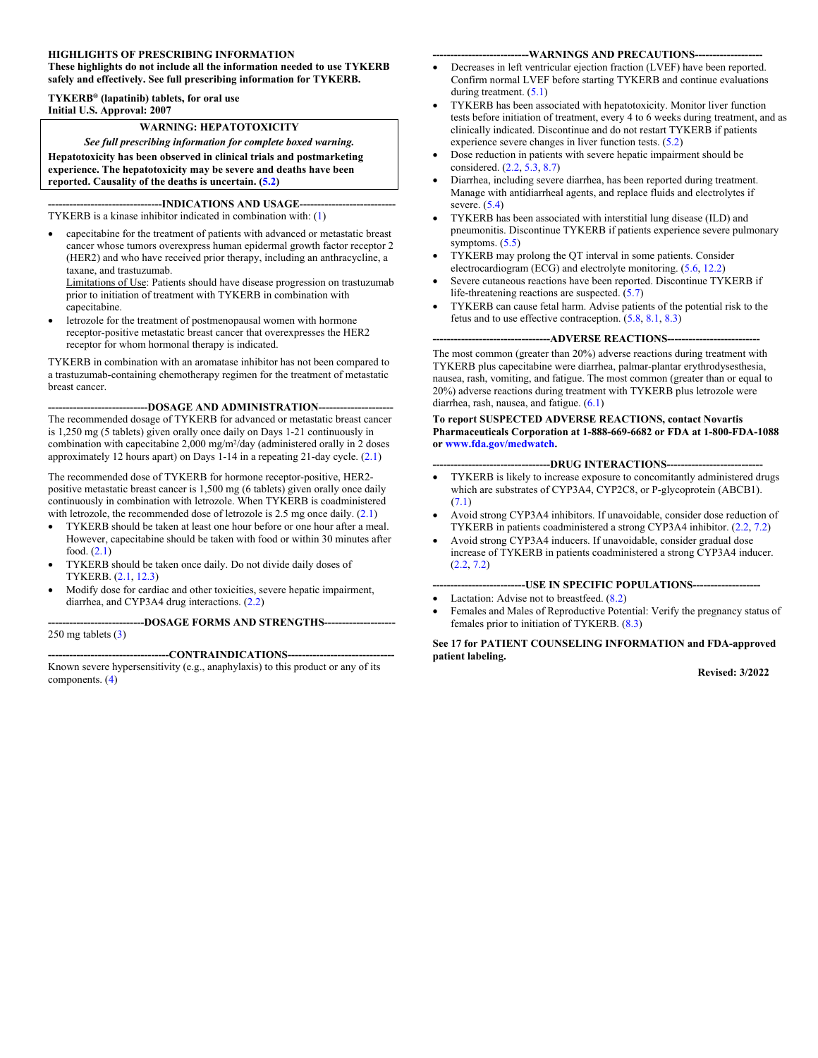**HIGHLIGHTS OF PRESCRIBING INFORMATION**
**These highlights do not include all the information needed to use TYKERB safely and effectively. See full prescribing information for TYKERB.**

**TYKERB® (lapatinib) tablets, for oral use**
**Initial U.S. Approval: 2007**

> **WARNING: HEPATOTOXICITY**
>
> ***See full prescribing information for complete boxed warning.***
>
> **Hepatotoxicity has been observed in clinical trials and postmarketing experience. The hepatotoxicity may be severe and deaths have been reported. Causality of the deaths is uncertain. (5.2)**

**INDICATIONS AND USAGE**

TYKERB is a kinase inhibitor indicated in combination with: (1)

- capecitabine for the treatment of patients with advanced or metastatic breast cancer whose tumors overexpress human epidermal growth factor receptor 2 (HER2) and who have received prior therapy, including an anthracycline, a taxane, and trastuzumab.
  Limitations of Use: Patients should have disease progression on trastuzumab prior to initiation of treatment with TYKERB in combination with capecitabine.
- letrozole for the treatment of postmenopausal women with hormone receptor-positive metastatic breast cancer that overexpresses the HER2 receptor for whom hormonal therapy is indicated.

TYKERB in combination with an aromatase inhibitor has not been compared to a trastuzumab-containing chemotherapy regimen for the treatment of metastatic breast cancer.

**DOSAGE AND ADMINISTRATION**

The recommended dosage of TYKERB for advanced or metastatic breast cancer is 1,250 mg (5 tablets) given orally once daily on Days 1-21 continuously in combination with capecitabine 2,000 mg/m²/day (administered orally in 2 doses approximately 12 hours apart) on Days 1-14 in a repeating 21-day cycle. (2.1)

The recommended dose of TYKERB for hormone receptor-positive, HER2-positive metastatic breast cancer is 1,500 mg (6 tablets) given orally once daily continuously in combination with letrozole. When TYKERB is coadministered with letrozole, the recommended dose of letrozole is 2.5 mg once daily. (2.1)

- TYKERB should be taken at least one hour before or one hour after a meal. However, capecitabine should be taken with food or within 30 minutes after food. (2.1)
- TYKERB should be taken once daily. Do not divide daily doses of TYKERB. (2.1, 12.3)
- Modify dose for cardiac and other toxicities, severe hepatic impairment, diarrhea, and CYP3A4 drug interactions. (2.2)

**DOSAGE FORMS AND STRENGTHS**

250 mg tablets (3)

**CONTRAINDICATIONS**

Known severe hypersensitivity (e.g., anaphylaxis) to this product or any of its components. (4)

**WARNINGS AND PRECAUTIONS**

- Decreases in left ventricular ejection fraction (LVEF) have been reported. Confirm normal LVEF before starting TYKERB and continue evaluations during treatment. (5.1)
- TYKERB has been associated with hepatotoxicity. Monitor liver function tests before initiation of treatment, every 4 to 6 weeks during treatment, and as clinically indicated. Discontinue and do not restart TYKERB if patients experience severe changes in liver function tests. (5.2)
- Dose reduction in patients with severe hepatic impairment should be considered. (2.2, 5.3, 8.7)
- Diarrhea, including severe diarrhea, has been reported during treatment. Manage with antidiarrheal agents, and replace fluids and electrolytes if severe. (5.4)
- TYKERB has been associated with interstitial lung disease (ILD) and pneumonitis. Discontinue TYKERB if patients experience severe pulmonary symptoms. (5.5)
- TYKERB may prolong the QT interval in some patients. Consider electrocardiogram (ECG) and electrolyte monitoring. (5.6, 12.2)
- Severe cutaneous reactions have been reported. Discontinue TYKERB if life-threatening reactions are suspected. (5.7)
- TYKERB can cause fetal harm. Advise patients of the potential risk to the fetus and to use effective contraception. (5.8, 8.1, 8.3)

**ADVERSE REACTIONS**

The most common (greater than 20%) adverse reactions during treatment with TYKERB plus capecitabine were diarrhea, palmar-plantar erythrodysesthesia, nausea, rash, vomiting, and fatigue. The most common (greater than or equal to 20%) adverse reactions during treatment with TYKERB plus letrozole were diarrhea, rash, nausea, and fatigue. (6.1)

**To report SUSPECTED ADVERSE REACTIONS, contact Novartis Pharmaceuticals Corporation at 1-888-669-6682 or FDA at 1-800-FDA-1088 or www.fda.gov/medwatch.**

**DRUG INTERACTIONS**

- TYKERB is likely to increase exposure to concomitantly administered drugs which are substrates of CYP3A4, CYP2C8, or P-glycoprotein (ABCB1). (7.1)
- Avoid strong CYP3A4 inhibitors. If unavoidable, consider dose reduction of TYKERB in patients coadministered a strong CYP3A4 inhibitor. (2.2, 7.2)
- Avoid strong CYP3A4 inducers. If unavoidable, consider gradual dose increase of TYKERB in patients coadministered a strong CYP3A4 inducer. (2.2, 7.2)

**USE IN SPECIFIC POPULATIONS**

- Lactation: Advise not to breastfeed. (8.2)
- Females and Males of Reproductive Potential: Verify the pregnancy status of females prior to initiation of TYKERB. (8.3)

**See 17 for PATIENT COUNSELING INFORMATION and FDA-approved patient labeling.**

**Revised: 3/2022**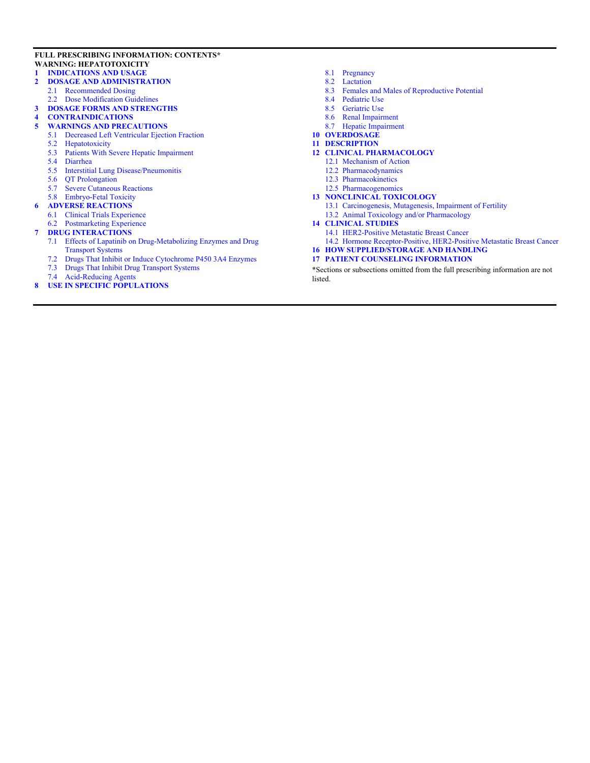**FULL PRESCRIBING INFORMATION: CONTENTS***

**WARNING: HEPATOTOXICITY**

**1 INDICATIONS AND USAGE**

**2 DOSAGE AND ADMINISTRATION**
- 2.1 Recommended Dosing
- 2.2 Dose Modification Guidelines

**3 DOSAGE FORMS AND STRENGTHS**

**4 CONTRAINDICATIONS**

**5 WARNINGS AND PRECAUTIONS**
- 5.1 Decreased Left Ventricular Ejection Fraction
- 5.2 Hepatotoxicity
- 5.3 Patients With Severe Hepatic Impairment
- 5.4 Diarrhea
- 5.5 Interstitial Lung Disease/Pneumonitis
- 5.6 QT Prolongation
- 5.7 Severe Cutaneous Reactions
- 5.8 Embryo-Fetal Toxicity

**6 ADVERSE REACTIONS**
- 6.1 Clinical Trials Experience
- 6.2 Postmarketing Experience

**7 DRUG INTERACTIONS**
- 7.1 Effects of Lapatinib on Drug-Metabolizing Enzymes and Drug Transport Systems
- 7.2 Drugs That Inhibit or Induce Cytochrome P450 3A4 Enzymes
- 7.3 Drugs That Inhibit Drug Transport Systems
- 7.4 Acid-Reducing Agents

**8 USE IN SPECIFIC POPULATIONS**
- 8.1 Pregnancy
- 8.2 Lactation
- 8.3 Females and Males of Reproductive Potential
- 8.4 Pediatric Use
- 8.5 Geriatric Use
- 8.6 Renal Impairment
- 8.7 Hepatic Impairment

**10 OVERDOSAGE**

**11 DESCRIPTION**

**12 CLINICAL PHARMACOLOGY**
- 12.1 Mechanism of Action
- 12.2 Pharmacodynamics
- 12.3 Pharmacokinetics
- 12.5 Pharmacogenomics

**13 NONCLINICAL TOXICOLOGY**
- 13.1 Carcinogenesis, Mutagenesis, Impairment of Fertility
- 13.2 Animal Toxicology and/or Pharmacology

**14 CLINICAL STUDIES**
- 14.1 HER2-Positive Metastatic Breast Cancer
- 14.2 Hormone Receptor-Positive, HER2-Positive Metastatic Breast Cancer

**16 HOW SUPPLIED/STORAGE AND HANDLING**

**17 PATIENT COUNSELING INFORMATION**

*Sections or subsections omitted from the full prescribing information are not listed.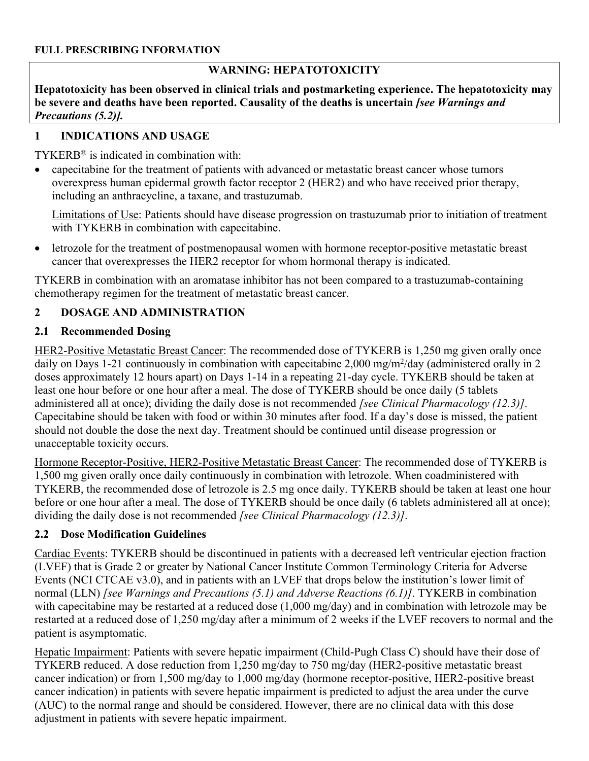**FULL PRESCRIBING INFORMATION**

**WARNING: HEPATOTOXICITY**

**Hepatotoxicity has been observed in clinical trials and postmarketing experience. The hepatotoxicity may be severe and deaths have been reported. Causality of the deaths is uncertain *[see Warnings and Precautions (5.2)]*.**

## 1 INDICATIONS AND USAGE

TYKERB® is indicated in combination with:

- capecitabine for the treatment of patients with advanced or metastatic breast cancer whose tumors overexpress human epidermal growth factor receptor 2 (HER2) and who have received prior therapy, including an anthracycline, a taxane, and trastuzumab.

  Limitations of Use: Patients should have disease progression on trastuzumab prior to initiation of treatment with TYKERB in combination with capecitabine.

- letrozole for the treatment of postmenopausal women with hormone receptor-positive metastatic breast cancer that overexpresses the HER2 receptor for whom hormonal therapy is indicated.

TYKERB in combination with an aromatase inhibitor has not been compared to a trastuzumab-containing chemotherapy regimen for the treatment of metastatic breast cancer.

## 2 DOSAGE AND ADMINISTRATION

### 2.1 Recommended Dosing

HER2-Positive Metastatic Breast Cancer: The recommended dose of TYKERB is 1,250 mg given orally once daily on Days 1-21 continuously in combination with capecitabine 2,000 mg/$m^2$/day (administered orally in 2 doses approximately 12 hours apart) on Days 1-14 in a repeating 21-day cycle. TYKERB should be taken at least one hour before or one hour after a meal. The dose of TYKERB should be once daily (5 tablets administered all at once); dividing the daily dose is not recommended *[see Clinical Pharmacology (12.3)]*. Capecitabine should be taken with food or within 30 minutes after food. If a day's dose is missed, the patient should not double the dose the next day. Treatment should be continued until disease progression or unacceptable toxicity occurs.

Hormone Receptor-Positive, HER2-Positive Metastatic Breast Cancer: The recommended dose of TYKERB is 1,500 mg given orally once daily continuously in combination with letrozole. When coadministered with TYKERB, the recommended dose of letrozole is 2.5 mg once daily. TYKERB should be taken at least one hour before or one hour after a meal. The dose of TYKERB should be once daily (6 tablets administered all at once); dividing the daily dose is not recommended *[see Clinical Pharmacology (12.3)]*.

### 2.2 Dose Modification Guidelines

Cardiac Events: TYKERB should be discontinued in patients with a decreased left ventricular ejection fraction (LVEF) that is Grade 2 or greater by National Cancer Institute Common Terminology Criteria for Adverse Events (NCI CTCAE v3.0), and in patients with an LVEF that drops below the institution's lower limit of normal (LLN) *[see Warnings and Precautions (5.1) and Adverse Reactions (6.1)]*. TYKERB in combination with capecitabine may be restarted at a reduced dose (1,000 mg/day) and in combination with letrozole may be restarted at a reduced dose of 1,250 mg/day after a minimum of 2 weeks if the LVEF recovers to normal and the patient is asymptomatic.

Hepatic Impairment: Patients with severe hepatic impairment (Child-Pugh Class C) should have their dose of TYKERB reduced. A dose reduction from 1,250 mg/day to 750 mg/day (HER2-positive metastatic breast cancer indication) or from 1,500 mg/day to 1,000 mg/day (hormone receptor-positive, HER2-positive breast cancer indication) in patients with severe hepatic impairment is predicted to adjust the area under the curve (AUC) to the normal range and should be considered. However, there are no clinical data with this dose adjustment in patients with severe hepatic impairment.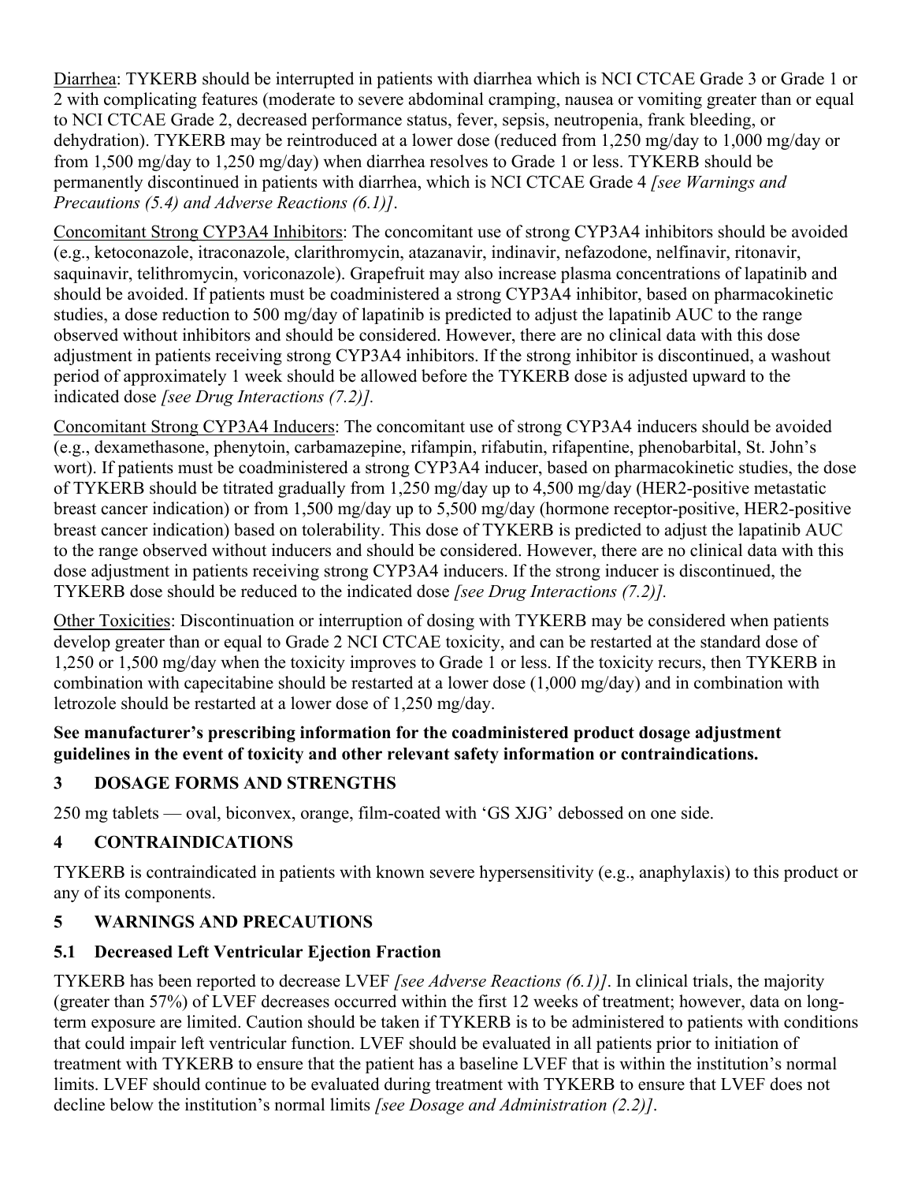Diarrhea: TYKERB should be interrupted in patients with diarrhea which is NCI CTCAE Grade 3 or Grade 1 or 2 with complicating features (moderate to severe abdominal cramping, nausea or vomiting greater than or equal to NCI CTCAE Grade 2, decreased performance status, fever, sepsis, neutropenia, frank bleeding, or dehydration). TYKERB may be reintroduced at a lower dose (reduced from 1,250 mg/day to 1,000 mg/day or from 1,500 mg/day to 1,250 mg/day) when diarrhea resolves to Grade 1 or less. TYKERB should be permanently discontinued in patients with diarrhea, which is NCI CTCAE Grade 4 *[see Warnings and Precautions (5.4) and Adverse Reactions (6.1)]*.

Concomitant Strong CYP3A4 Inhibitors: The concomitant use of strong CYP3A4 inhibitors should be avoided (e.g., ketoconazole, itraconazole, clarithromycin, atazanavir, indinavir, nefazodone, nelfinavir, ritonavir, saquinavir, telithromycin, voriconazole). Grapefruit may also increase plasma concentrations of lapatinib and should be avoided. If patients must be coadministered a strong CYP3A4 inhibitor, based on pharmacokinetic studies, a dose reduction to 500 mg/day of lapatinib is predicted to adjust the lapatinib AUC to the range observed without inhibitors and should be considered. However, there are no clinical data with this dose adjustment in patients receiving strong CYP3A4 inhibitors. If the strong inhibitor is discontinued, a washout period of approximately 1 week should be allowed before the TYKERB dose is adjusted upward to the indicated dose *[see Drug Interactions (7.2)].*

Concomitant Strong CYP3A4 Inducers: The concomitant use of strong CYP3A4 inducers should be avoided (e.g., dexamethasone, phenytoin, carbamazepine, rifampin, rifabutin, rifapentine, phenobarbital, St. John's wort). If patients must be coadministered a strong CYP3A4 inducer, based on pharmacokinetic studies, the dose of TYKERB should be titrated gradually from 1,250 mg/day up to 4,500 mg/day (HER2-positive metastatic breast cancer indication) or from 1,500 mg/day up to 5,500 mg/day (hormone receptor-positive, HER2-positive breast cancer indication) based on tolerability. This dose of TYKERB is predicted to adjust the lapatinib AUC to the range observed without inducers and should be considered. However, there are no clinical data with this dose adjustment in patients receiving strong CYP3A4 inducers. If the strong inducer is discontinued, the TYKERB dose should be reduced to the indicated dose *[see Drug Interactions (7.2)].*

Other Toxicities: Discontinuation or interruption of dosing with TYKERB may be considered when patients develop greater than or equal to Grade 2 NCI CTCAE toxicity, and can be restarted at the standard dose of 1,250 or 1,500 mg/day when the toxicity improves to Grade 1 or less. If the toxicity recurs, then TYKERB in combination with capecitabine should be restarted at a lower dose (1,000 mg/day) and in combination with letrozole should be restarted at a lower dose of 1,250 mg/day.

**See manufacturer's prescribing information for the coadministered product dosage adjustment guidelines in the event of toxicity and other relevant safety information or contraindications.**

## 3 DOSAGE FORMS AND STRENGTHS

250 mg tablets — oval, biconvex, orange, film-coated with 'GS XJG' debossed on one side.

## 4 CONTRAINDICATIONS

TYKERB is contraindicated in patients with known severe hypersensitivity (e.g., anaphylaxis) to this product or any of its components.

## 5 WARNINGS AND PRECAUTIONS

### 5.1 Decreased Left Ventricular Ejection Fraction

TYKERB has been reported to decrease LVEF *[see Adverse Reactions (6.1)]*. In clinical trials, the majority (greater than 57%) of LVEF decreases occurred within the first 12 weeks of treatment; however, data on long-term exposure are limited. Caution should be taken if TYKERB is to be administered to patients with conditions that could impair left ventricular function. LVEF should be evaluated in all patients prior to initiation of treatment with TYKERB to ensure that the patient has a baseline LVEF that is within the institution's normal limits. LVEF should continue to be evaluated during treatment with TYKERB to ensure that LVEF does not decline below the institution's normal limits *[see Dosage and Administration (2.2)]*.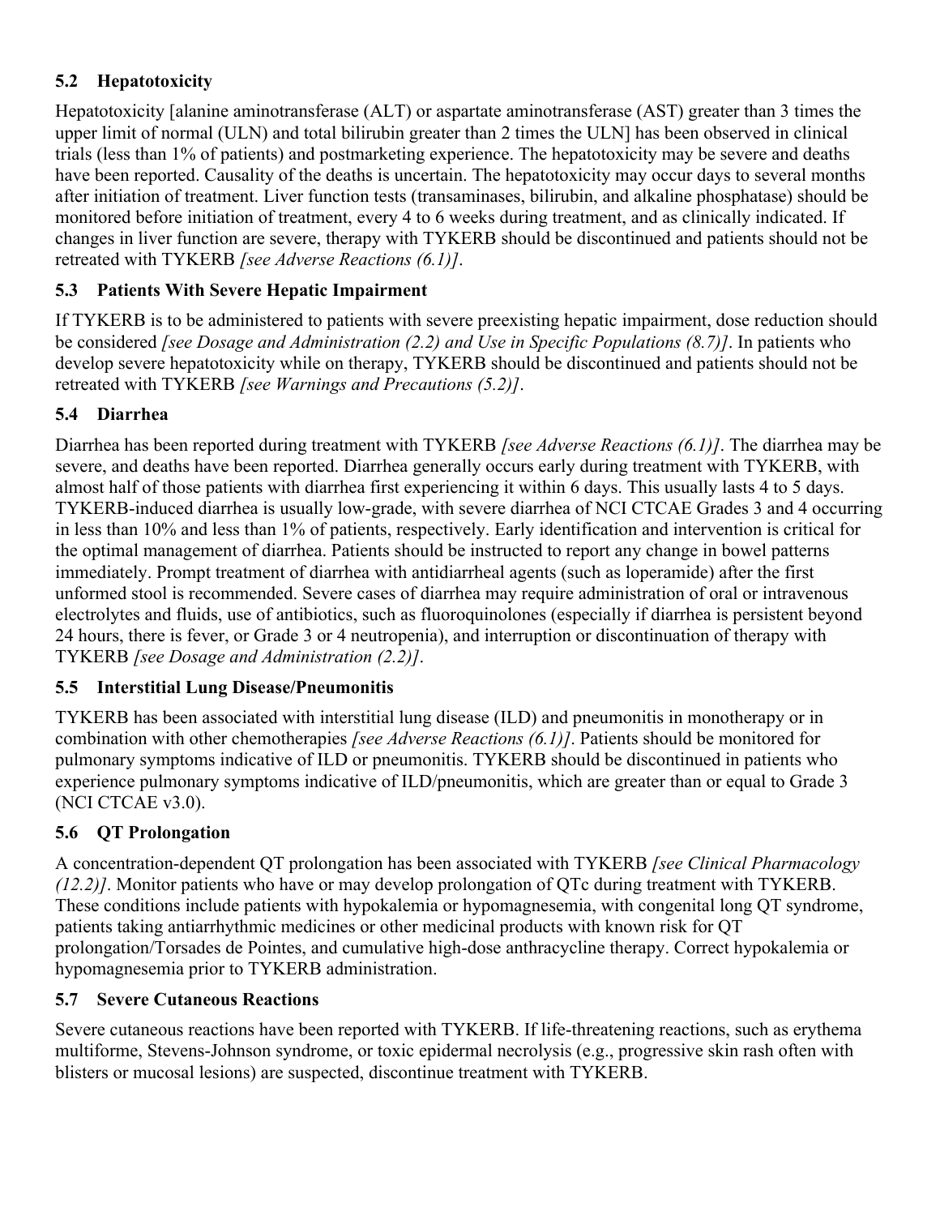### 5.2 Hepatotoxicity

Hepatotoxicity [alanine aminotransferase (ALT) or aspartate aminotransferase (AST) greater than 3 times the upper limit of normal (ULN) and total bilirubin greater than 2 times the ULN] has been observed in clinical trials (less than 1% of patients) and postmarketing experience. The hepatotoxicity may be severe and deaths have been reported. Causality of the deaths is uncertain. The hepatotoxicity may occur days to several months after initiation of treatment. Liver function tests (transaminases, bilirubin, and alkaline phosphatase) should be monitored before initiation of treatment, every 4 to 6 weeks during treatment, and as clinically indicated. If changes in liver function are severe, therapy with TYKERB should be discontinued and patients should not be retreated with TYKERB *[see Adverse Reactions (6.1)]*.

### 5.3 Patients With Severe Hepatic Impairment

If TYKERB is to be administered to patients with severe preexisting hepatic impairment, dose reduction should be considered *[see Dosage and Administration (2.2) and Use in Specific Populations (8.7)]*. In patients who develop severe hepatotoxicity while on therapy, TYKERB should be discontinued and patients should not be retreated with TYKERB *[see Warnings and Precautions (5.2)]*.

### 5.4 Diarrhea

Diarrhea has been reported during treatment with TYKERB *[see Adverse Reactions (6.1)]*. The diarrhea may be severe, and deaths have been reported. Diarrhea generally occurs early during treatment with TYKERB, with almost half of those patients with diarrhea first experiencing it within 6 days. This usually lasts 4 to 5 days. TYKERB-induced diarrhea is usually low-grade, with severe diarrhea of NCI CTCAE Grades 3 and 4 occurring in less than 10% and less than 1% of patients, respectively. Early identification and intervention is critical for the optimal management of diarrhea. Patients should be instructed to report any change in bowel patterns immediately. Prompt treatment of diarrhea with antidiarrheal agents (such as loperamide) after the first unformed stool is recommended. Severe cases of diarrhea may require administration of oral or intravenous electrolytes and fluids, use of antibiotics, such as fluoroquinolones (especially if diarrhea is persistent beyond 24 hours, there is fever, or Grade 3 or 4 neutropenia), and interruption or discontinuation of therapy with TYKERB *[see Dosage and Administration (2.2)]*.

### 5.5 Interstitial Lung Disease/Pneumonitis

TYKERB has been associated with interstitial lung disease (ILD) and pneumonitis in monotherapy or in combination with other chemotherapies *[see Adverse Reactions (6.1)]*. Patients should be monitored for pulmonary symptoms indicative of ILD or pneumonitis. TYKERB should be discontinued in patients who experience pulmonary symptoms indicative of ILD/pneumonitis, which are greater than or equal to Grade 3 (NCI CTCAE v3.0).

### 5.6 QT Prolongation

A concentration-dependent QT prolongation has been associated with TYKERB *[see Clinical Pharmacology (12.2)]*. Monitor patients who have or may develop prolongation of QTc during treatment with TYKERB. These conditions include patients with hypokalemia or hypomagnesemia, with congenital long QT syndrome, patients taking antiarrhythmic medicines or other medicinal products with known risk for QT prolongation/Torsades de Pointes, and cumulative high-dose anthracycline therapy. Correct hypokalemia or hypomagnesemia prior to TYKERB administration.

### 5.7 Severe Cutaneous Reactions

Severe cutaneous reactions have been reported with TYKERB. If life-threatening reactions, such as erythema multiforme, Stevens-Johnson syndrome, or toxic epidermal necrolysis (e.g., progressive skin rash often with blisters or mucosal lesions) are suspected, discontinue treatment with TYKERB.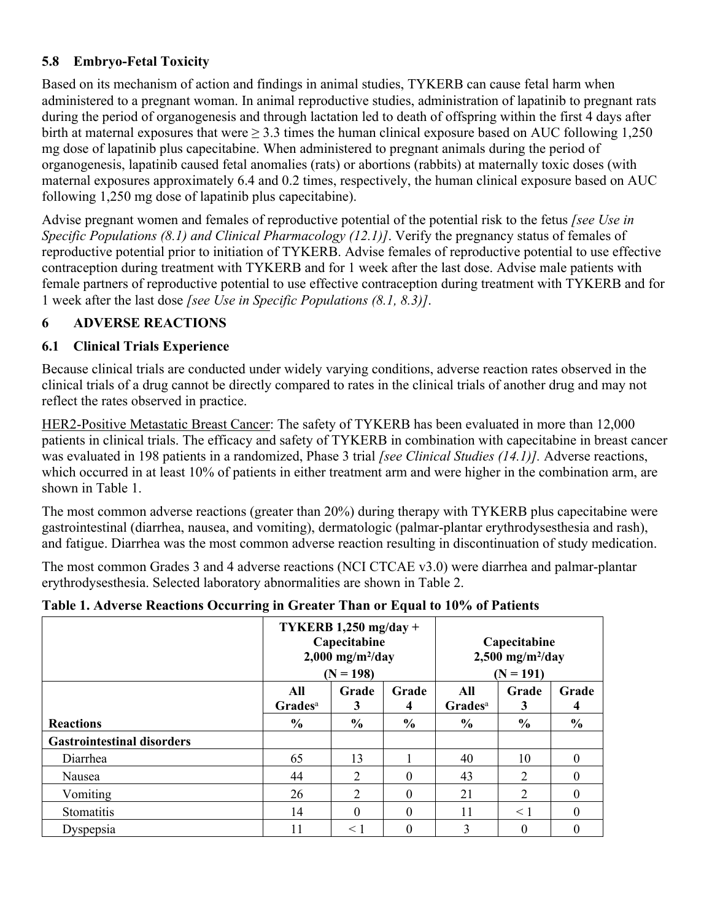### 5.8 Embryo-Fetal Toxicity

Based on its mechanism of action and findings in animal studies, TYKERB can cause fetal harm when administered to a pregnant woman. In animal reproductive studies, administration of lapatinib to pregnant rats during the period of organogenesis and through lactation led to death of offspring within the first 4 days after birth at maternal exposures that were ≥ 3.3 times the human clinical exposure based on AUC following 1,250 mg dose of lapatinib plus capecitabine. When administered to pregnant animals during the period of organogenesis, lapatinib caused fetal anomalies (rats) or abortions (rabbits) at maternally toxic doses (with maternal exposures approximately 6.4 and 0.2 times, respectively, the human clinical exposure based on AUC following 1,250 mg dose of lapatinib plus capecitabine).

Advise pregnant women and females of reproductive potential of the potential risk to the fetus *[see Use in Specific Populations (8.1) and Clinical Pharmacology (12.1)]*. Verify the pregnancy status of females of reproductive potential prior to initiation of TYKERB. Advise females of reproductive potential to use effective contraception during treatment with TYKERB and for 1 week after the last dose. Advise male patients with female partners of reproductive potential to use effective contraception during treatment with TYKERB and for 1 week after the last dose *[see Use in Specific Populations (8.1, 8.3)]*.

## 6 ADVERSE REACTIONS

### 6.1 Clinical Trials Experience

Because clinical trials are conducted under widely varying conditions, adverse reaction rates observed in the clinical trials of a drug cannot be directly compared to rates in the clinical trials of another drug and may not reflect the rates observed in practice.

HER2-Positive Metastatic Breast Cancer: The safety of TYKERB has been evaluated in more than 12,000 patients in clinical trials. The efficacy and safety of TYKERB in combination with capecitabine in breast cancer was evaluated in 198 patients in a randomized, Phase 3 trial *[see Clinical Studies (14.1)].* Adverse reactions, which occurred in at least 10% of patients in either treatment arm and were higher in the combination arm, are shown in Table 1.

The most common adverse reactions (greater than 20%) during therapy with TYKERB plus capecitabine were gastrointestinal (diarrhea, nausea, and vomiting), dermatologic (palmar-plantar erythrodysesthesia and rash), and fatigue. Diarrhea was the most common adverse reaction resulting in discontinuation of study medication.

The most common Grades 3 and 4 adverse reactions (NCI CTCAE v3.0) were diarrhea and palmar-plantar erythrodysesthesia. Selected laboratory abnormalities are shown in Table 2.

**Table 1. Adverse Reactions Occurring in Greater Than or Equal to 10% of Patients**

| | TYKERB 1,250 mg/day + Capecitabine 2,000 mg/m²/day (N = 198) | | | Capecitabine 2,500 mg/m²/day (N = 191) | | |
|---|---|---|---|---|---|---|
| | All Grades[a] | Grade 3 | Grade 4 | All Grades[a] | Grade 3 | Grade 4 |
| **Reactions** | **%** | **%** | **%** | **%** | **%** | **%** |
| **Gastrointestinal disorders** | | | | | | |
| Diarrhea | 65 | 13 | 1 | 40 | 10 | 0 |
| Nausea | 44 | 2 | 0 | 43 | 2 | 0 |
| Vomiting | 26 | 2 | 0 | 21 | 2 | 0 |
| Stomatitis | 14 | 0 | 0 | 11 | < 1 | 0 |
| Dyspepsia | 11 | < 1 | 0 | 3 | 0 | 0 |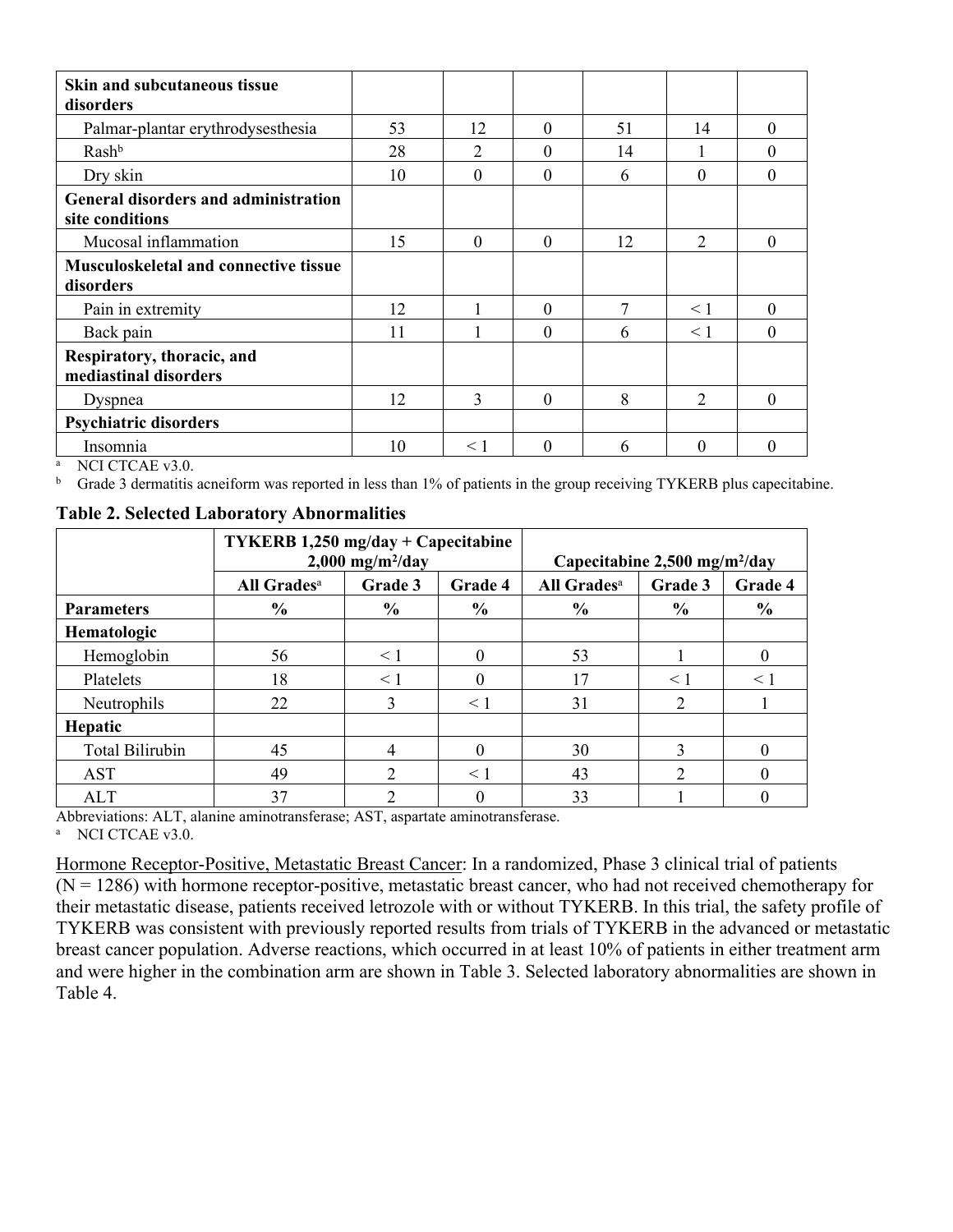| | | | | | | |
|---|---|---|---|---|---|---|
| **Skin and subcutaneous tissue disorders** | | | | | | |
| Palmar-plantar erythrodysesthesia | 53 | 12 | 0 | 51 | 14 | 0 |
| Rash[b] | 28 | 2 | 0 | 14 | 1 | 0 |
| Dry skin | 10 | 0 | 0 | 6 | 0 | 0 |
| **General disorders and administration site conditions** | | | | | | |
| Mucosal inflammation | 15 | 0 | 0 | 12 | 2 | 0 |
| **Musculoskeletal and connective tissue disorders** | | | | | | |
| Pain in extremity | 12 | 1 | 0 | 7 | < 1 | 0 |
| Back pain | 11 | 1 | 0 | 6 | < 1 | 0 |
| **Respiratory, thoracic, and mediastinal disorders** | | | | | | |
| Dyspnea | 12 | 3 | 0 | 8 | 2 | 0 |
| **Psychiatric disorders** | | | | | | |
| Insomnia | 10 | < 1 | 0 | 6 | 0 | 0 |

[a] NCI CTCAE v3.0.

[b] Grade 3 dermatitis acneiform was reported in less than 1% of patients in the group receiving TYKERB plus capecitabine.

**Table 2. Selected Laboratory Abnormalities**

| | **TYKERB 1,250 mg/day + Capecitabine 2,000 mg/m²/day** | | | **Capecitabine 2,500 mg/m²/day** | | |
|---|---|---|---|---|---|---|
| | **All Grades[a]** | **Grade 3** | **Grade 4** | **All Grades[a]** | **Grade 3** | **Grade 4** |
| **Parameters** | **%** | **%** | **%** | **%** | **%** | **%** |
| **Hematologic** | | | | | | |
| Hemoglobin | 56 | < 1 | 0 | 53 | 1 | 0 |
| Platelets | 18 | < 1 | 0 | 17 | < 1 | < 1 |
| Neutrophils | 22 | 3 | < 1 | 31 | 2 | 1 |
| **Hepatic** | | | | | | |
| Total Bilirubin | 45 | 4 | 0 | 30 | 3 | 0 |
| AST | 49 | 2 | < 1 | 43 | 2 | 0 |
| ALT | 37 | 2 | 0 | 33 | 1 | 0 |

Abbreviations: ALT, alanine aminotransferase; AST, aspartate aminotransferase.

[a] NCI CTCAE v3.0.

<u>Hormone Receptor-Positive, Metastatic Breast Cancer</u>: In a randomized, Phase 3 clinical trial of patients (N = 1286) with hormone receptor-positive, metastatic breast cancer, who had not received chemotherapy for their metastatic disease, patients received letrozole with or without TYKERB. In this trial, the safety profile of TYKERB was consistent with previously reported results from trials of TYKERB in the advanced or metastatic breast cancer population. Adverse reactions, which occurred in at least 10% of patients in either treatment arm and were higher in the combination arm are shown in Table 3. Selected laboratory abnormalities are shown in Table 4.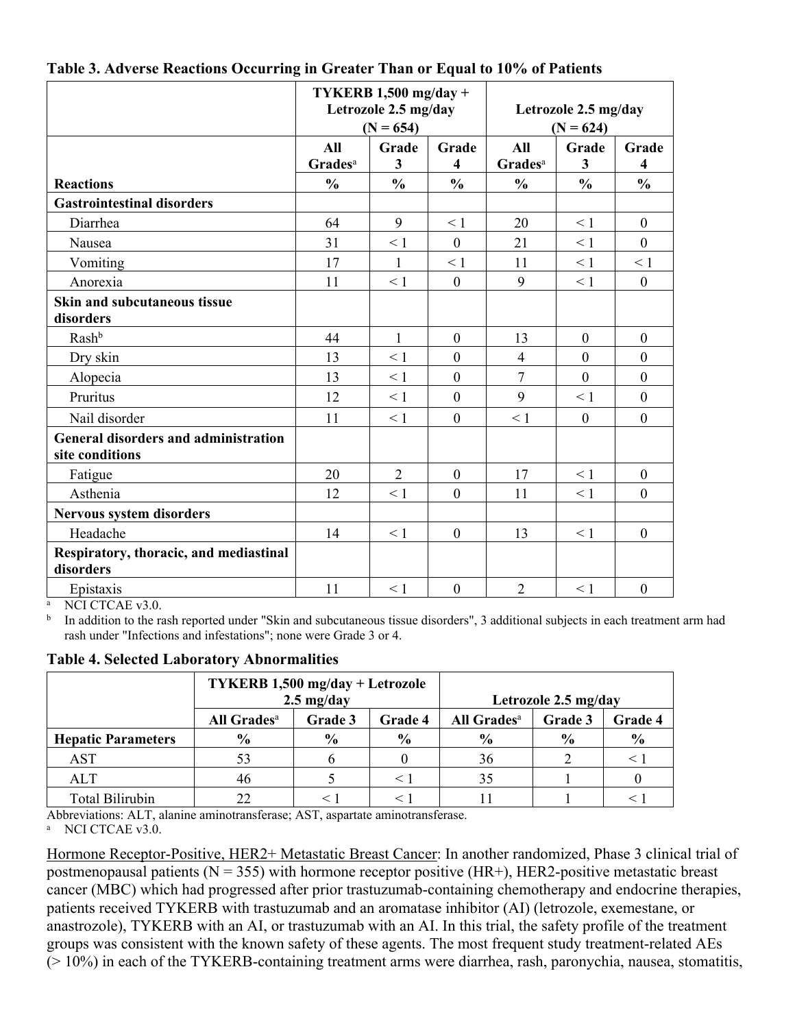**Table 3. Adverse Reactions Occurring in Greater Than or Equal to 10% of Patients**

| | TYKERB 1,500 mg/day + Letrozole 2.5 mg/day (N = 654) | | | Letrozole 2.5 mg/day (N = 624) | | |
|---|---|---|---|---|---|---|
| | All Grades[a] | Grade 3 | Grade 4 | All Grades[a] | Grade 3 | Grade 4 |
| **Reactions** | **%** | **%** | **%** | **%** | **%** | **%** |
| **Gastrointestinal disorders** | | | | | | |
| Diarrhea | 64 | 9 | < 1 | 20 | < 1 | 0 |
| Nausea | 31 | < 1 | 0 | 21 | < 1 | 0 |
| Vomiting | 17 | 1 | < 1 | 11 | < 1 | < 1 |
| Anorexia | 11 | < 1 | 0 | 9 | < 1 | 0 |
| **Skin and subcutaneous tissue disorders** | | | | | | |
| Rash[b] | 44 | 1 | 0 | 13 | 0 | 0 |
| Dry skin | 13 | < 1 | 0 | 4 | 0 | 0 |
| Alopecia | 13 | < 1 | 0 | 7 | 0 | 0 |
| Pruritus | 12 | < 1 | 0 | 9 | < 1 | 0 |
| Nail disorder | 11 | < 1 | 0 | < 1 | 0 | 0 |
| **General disorders and administration site conditions** | | | | | | |
| Fatigue | 20 | 2 | 0 | 17 | < 1 | 0 |
| Asthenia | 12 | < 1 | 0 | 11 | < 1 | 0 |
| **Nervous system disorders** | | | | | | |
| Headache | 14 | < 1 | 0 | 13 | < 1 | 0 |
| **Respiratory, thoracic, and mediastinal disorders** | | | | | | |
| Epistaxis | 11 | < 1 | 0 | 2 | < 1 | 0 |

[a] NCI CTCAE v3.0.

[b] In addition to the rash reported under "Skin and subcutaneous tissue disorders", 3 additional subjects in each treatment arm had rash under "Infections and infestations"; none were Grade 3 or 4.

**Table 4. Selected Laboratory Abnormalities**

| | TYKERB 1,500 mg/day + Letrozole 2.5 mg/day | | | Letrozole 2.5 mg/day | | |
|---|---|---|---|---|---|---|
| | All Grades[a] | Grade 3 | Grade 4 | All Grades[a] | Grade 3 | Grade 4 |
| **Hepatic Parameters** | **%** | **%** | **%** | **%** | **%** | **%** |
| AST | 53 | 6 | 0 | 36 | 2 | < 1 |
| ALT | 46 | 5 | < 1 | 35 | 1 | 0 |
| Total Bilirubin | 22 | < 1 | < 1 | 11 | 1 | < 1 |

Abbreviations: ALT, alanine aminotransferase; AST, aspartate aminotransferase.

[a] NCI CTCAE v3.0.

Hormone Receptor-Positive, HER2+ Metastatic Breast Cancer: In another randomized, Phase 3 clinical trial of postmenopausal patients (N = 355) with hormone receptor positive (HR+), HER2-positive metastatic breast cancer (MBC) which had progressed after prior trastuzumab-containing chemotherapy and endocrine therapies, patients received TYKERB with trastuzumab and an aromatase inhibitor (AI) (letrozole, exemestane, or anastrozole), TYKERB with an AI, or trastuzumab with an AI. In this trial, the safety profile of the treatment groups was consistent with the known safety of these agents. The most frequent study treatment-related AEs (> 10%) in each of the TYKERB-containing treatment arms were diarrhea, rash, paronychia, nausea, stomatitis,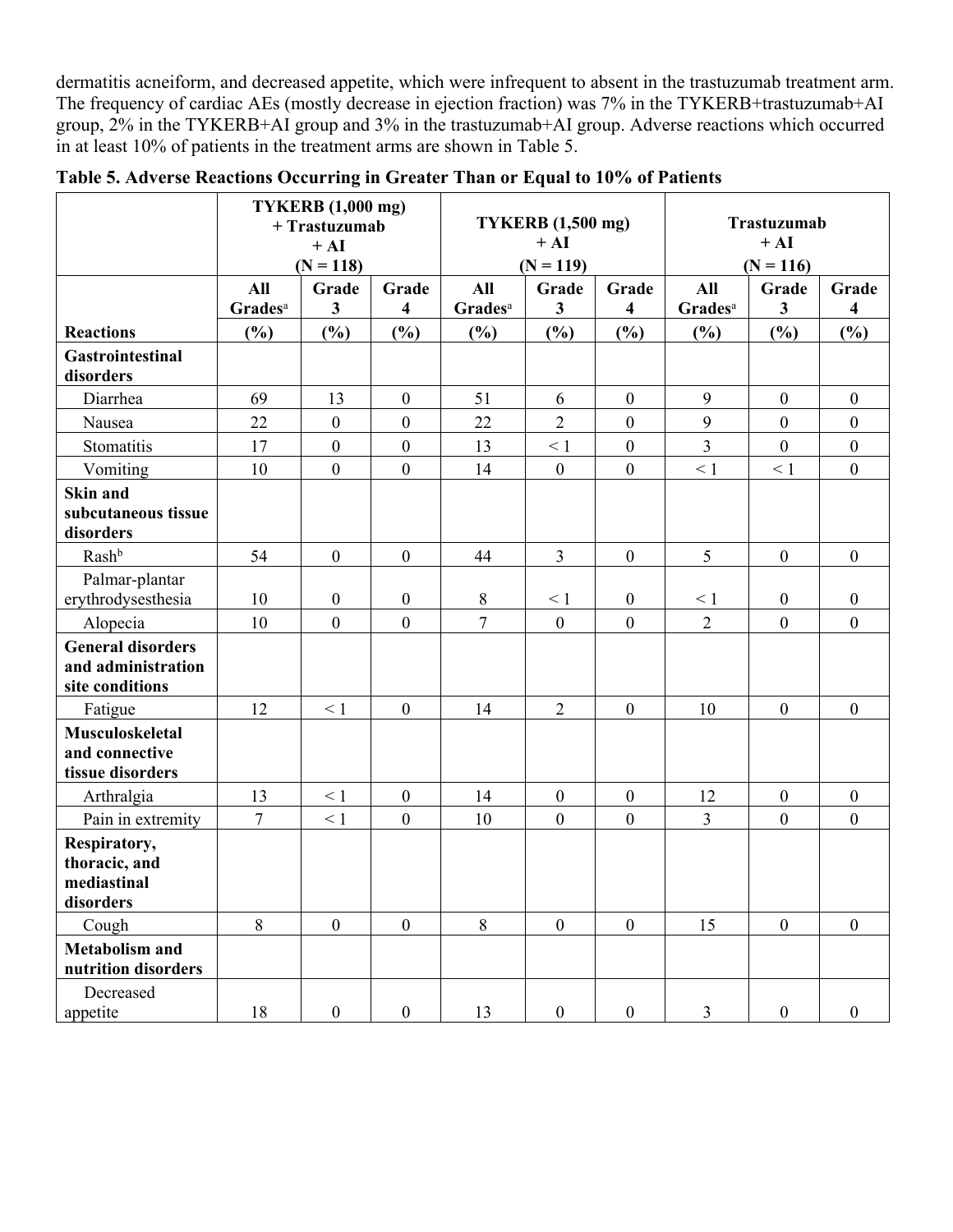dermatitis acneiform, and decreased appetite, which were infrequent to absent in the trastuzumab treatment arm. The frequency of cardiac AEs (mostly decrease in ejection fraction) was 7% in the TYKERB+trastuzumab+AI group, 2% in the TYKERB+AI group and 3% in the trastuzumab+AI group. Adverse reactions which occurred in at least 10% of patients in the treatment arms are shown in Table 5.

**Table 5. Adverse Reactions Occurring in Greater Than or Equal to 10% of Patients**

| | TYKERB (1,000 mg) + Trastuzumab + AI (N = 118) | | | TYKERB (1,500 mg) + AI (N = 119) | | | Trastuzumab + AI (N = 116) | | |
|---|---|---|---|---|---|---|---|---|---|
| **Reactions** | **All Grades[a] (%)** | **Grade 3 (%)** | **Grade 4 (%)** | **All Grades[a] (%)** | **Grade 3 (%)** | **Grade 4 (%)** | **All Grades[a] (%)** | **Grade 3 (%)** | **Grade 4 (%)** |
| **Gastrointestinal disorders** | | | | | | | | | |
| Diarrhea | 69 | 13 | 0 | 51 | 6 | 0 | 9 | 0 | 0 |
| Nausea | 22 | 0 | 0 | 22 | 2 | 0 | 9 | 0 | 0 |
| Stomatitis | 17 | 0 | 0 | 13 | < 1 | 0 | 3 | 0 | 0 |
| Vomiting | 10 | 0 | 0 | 14 | 0 | 0 | < 1 | < 1 | 0 |
| **Skin and subcutaneous tissue disorders** | | | | | | | | | |
| Rash[b] | 54 | 0 | 0 | 44 | 3 | 0 | 5 | 0 | 0 |
| Palmar-plantar erythrodysesthesia | 10 | 0 | 0 | 8 | < 1 | 0 | < 1 | 0 | 0 |
| Alopecia | 10 | 0 | 0 | 7 | 0 | 0 | 2 | 0 | 0 |
| **General disorders and administration site conditions** | | | | | | | | | |
| Fatigue | 12 | < 1 | 0 | 14 | 2 | 0 | 10 | 0 | 0 |
| **Musculoskeletal and connective tissue disorders** | | | | | | | | | |
| Arthralgia | 13 | < 1 | 0 | 14 | 0 | 0 | 12 | 0 | 0 |
| Pain in extremity | 7 | < 1 | 0 | 10 | 0 | 0 | 3 | 0 | 0 |
| **Respiratory, thoracic, and mediastinal disorders** | | | | | | | | | |
| Cough | 8 | 0 | 0 | 8 | 0 | 0 | 15 | 0 | 0 |
| **Metabolism and nutrition disorders** | | | | | | | | | |
| Decreased appetite | 18 | 0 | 0 | 13 | 0 | 0 | 3 | 0 | 0 |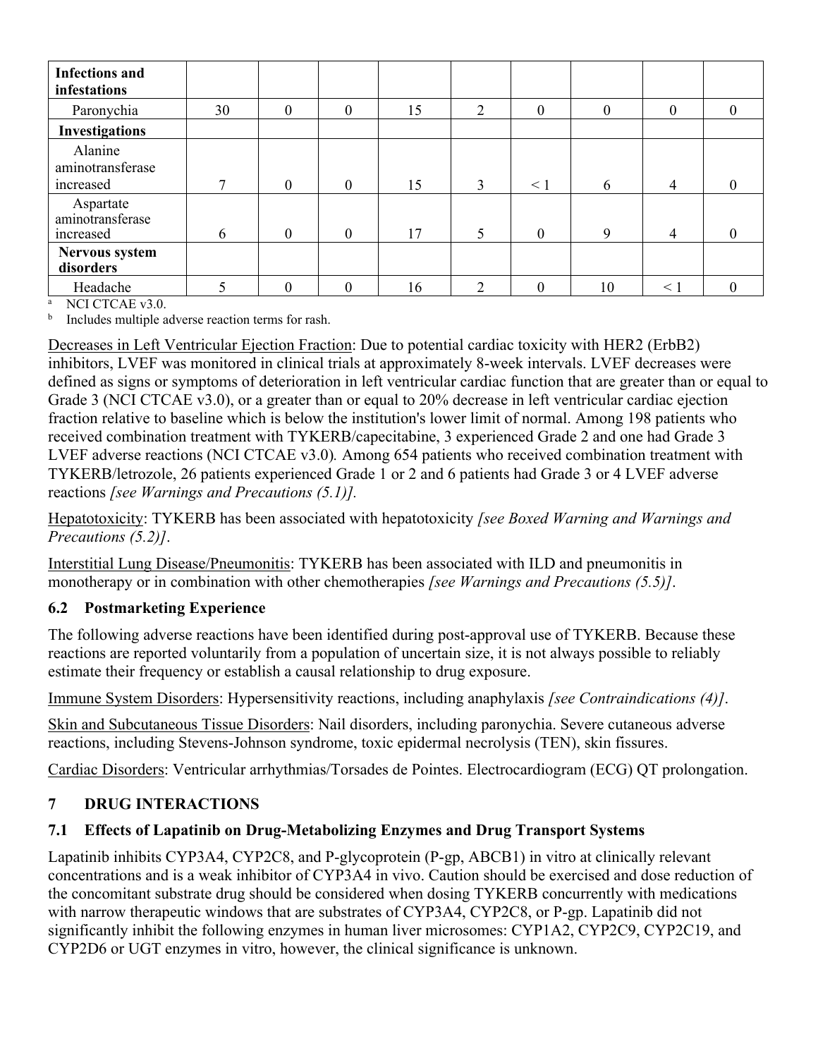| Infections and infestations | | | | | | | | | |
|---|---|---|---|---|---|---|---|---|---|
| Paronychia | 30 | 0 | 0 | 15 | 2 | 0 | 0 | 0 | 0 |
| **Investigations** | | | | | | | | | |
| Alanine aminotransferase increased | 7 | 0 | 0 | 15 | 3 | < 1 | 6 | 4 | 0 |
| Aspartate aminotransferase increased | 6 | 0 | 0 | 17 | 5 | 0 | 9 | 4 | 0 |
| **Nervous system disorders** | | | | | | | | | |
| Headache | 5 | 0 | 0 | 16 | 2 | 0 | 10 | < 1 | 0 |

[a] NCI CTCAE v3.0.

[b] Includes multiple adverse reaction terms for rash.

Decreases in Left Ventricular Ejection Fraction: Due to potential cardiac toxicity with HER2 (ErbB2) inhibitors, LVEF was monitored in clinical trials at approximately 8-week intervals. LVEF decreases were defined as signs or symptoms of deterioration in left ventricular cardiac function that are greater than or equal to Grade 3 (NCI CTCAE v3.0), or a greater than or equal to 20% decrease in left ventricular cardiac ejection fraction relative to baseline which is below the institution's lower limit of normal. Among 198 patients who received combination treatment with TYKERB/capecitabine, 3 experienced Grade 2 and one had Grade 3 LVEF adverse reactions (NCI CTCAE v3.0). Among 654 patients who received combination treatment with TYKERB/letrozole, 26 patients experienced Grade 1 or 2 and 6 patients had Grade 3 or 4 LVEF adverse reactions *[see Warnings and Precautions (5.1)].*

Hepatotoxicity: TYKERB has been associated with hepatotoxicity *[see Boxed Warning and Warnings and Precautions (5.2)]*.

Interstitial Lung Disease/Pneumonitis: TYKERB has been associated with ILD and pneumonitis in monotherapy or in combination with other chemotherapies *[see Warnings and Precautions (5.5)]*.

### 6.2 Postmarketing Experience

The following adverse reactions have been identified during post-approval use of TYKERB. Because these reactions are reported voluntarily from a population of uncertain size, it is not always possible to reliably estimate their frequency or establish a causal relationship to drug exposure.

Immune System Disorders: Hypersensitivity reactions, including anaphylaxis *[see Contraindications (4)]*.

Skin and Subcutaneous Tissue Disorders: Nail disorders, including paronychia. Severe cutaneous adverse reactions, including Stevens-Johnson syndrome, toxic epidermal necrolysis (TEN), skin fissures.

Cardiac Disorders: Ventricular arrhythmias/Torsades de Pointes. Electrocardiogram (ECG) QT prolongation.

## 7 DRUG INTERACTIONS

### 7.1 Effects of Lapatinib on Drug-Metabolizing Enzymes and Drug Transport Systems

Lapatinib inhibits CYP3A4, CYP2C8, and P-glycoprotein (P-gp, ABCB1) in vitro at clinically relevant concentrations and is a weak inhibitor of CYP3A4 in vivo. Caution should be exercised and dose reduction of the concomitant substrate drug should be considered when dosing TYKERB concurrently with medications with narrow therapeutic windows that are substrates of CYP3A4, CYP2C8, or P-gp. Lapatinib did not significantly inhibit the following enzymes in human liver microsomes: CYP1A2, CYP2C9, CYP2C19, and CYP2D6 or UGT enzymes in vitro, however, the clinical significance is unknown.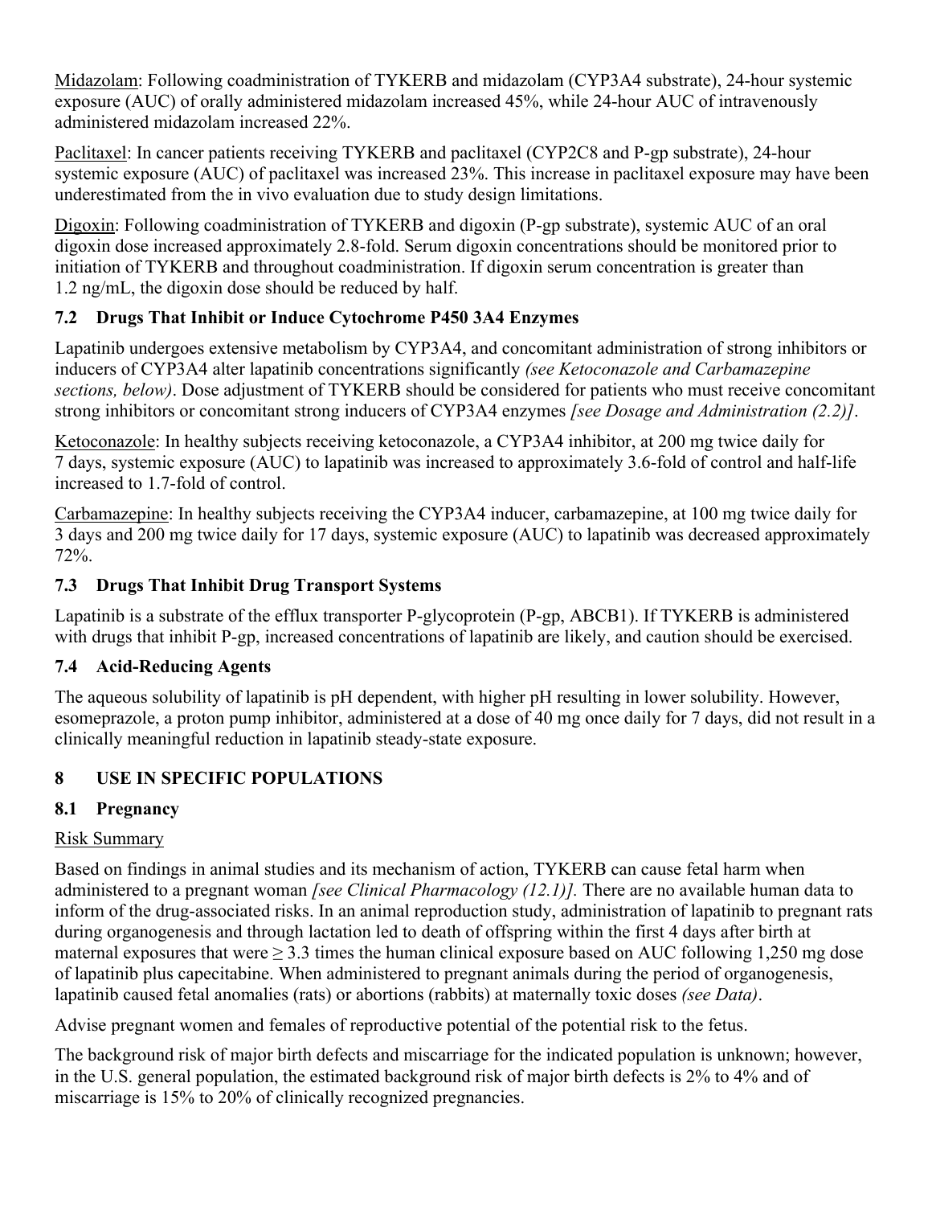Midazolam: Following coadministration of TYKERB and midazolam (CYP3A4 substrate), 24-hour systemic exposure (AUC) of orally administered midazolam increased 45%, while 24-hour AUC of intravenously administered midazolam increased 22%.

Paclitaxel: In cancer patients receiving TYKERB and paclitaxel (CYP2C8 and P-gp substrate), 24-hour systemic exposure (AUC) of paclitaxel was increased 23%. This increase in paclitaxel exposure may have been underestimated from the in vivo evaluation due to study design limitations.

Digoxin: Following coadministration of TYKERB and digoxin (P-gp substrate), systemic AUC of an oral digoxin dose increased approximately 2.8-fold. Serum digoxin concentrations should be monitored prior to initiation of TYKERB and throughout coadministration. If digoxin serum concentration is greater than 1.2 ng/mL, the digoxin dose should be reduced by half.

### 7.2 Drugs That Inhibit or Induce Cytochrome P450 3A4 Enzymes

Lapatinib undergoes extensive metabolism by CYP3A4, and concomitant administration of strong inhibitors or inducers of CYP3A4 alter lapatinib concentrations significantly *(see Ketoconazole and Carbamazepine sections, below)*. Dose adjustment of TYKERB should be considered for patients who must receive concomitant strong inhibitors or concomitant strong inducers of CYP3A4 enzymes *[see Dosage and Administration (2.2)]*.

Ketoconazole: In healthy subjects receiving ketoconazole, a CYP3A4 inhibitor, at 200 mg twice daily for 7 days, systemic exposure (AUC) to lapatinib was increased to approximately 3.6-fold of control and half-life increased to 1.7-fold of control.

Carbamazepine: In healthy subjects receiving the CYP3A4 inducer, carbamazepine, at 100 mg twice daily for 3 days and 200 mg twice daily for 17 days, systemic exposure (AUC) to lapatinib was decreased approximately 72%.

### 7.3 Drugs That Inhibit Drug Transport Systems

Lapatinib is a substrate of the efflux transporter P-glycoprotein (P-gp, ABCB1). If TYKERB is administered with drugs that inhibit P-gp, increased concentrations of lapatinib are likely, and caution should be exercised.

### 7.4 Acid-Reducing Agents

The aqueous solubility of lapatinib is pH dependent, with higher pH resulting in lower solubility. However, esomeprazole, a proton pump inhibitor, administered at a dose of 40 mg once daily for 7 days, did not result in a clinically meaningful reduction in lapatinib steady-state exposure.

## 8 USE IN SPECIFIC POPULATIONS

### 8.1 Pregnancy

Risk Summary

Based on findings in animal studies and its mechanism of action, TYKERB can cause fetal harm when administered to a pregnant woman *[see Clinical Pharmacology (12.1)].* There are no available human data to inform of the drug-associated risks. In an animal reproduction study, administration of lapatinib to pregnant rats during organogenesis and through lactation led to death of offspring within the first 4 days after birth at maternal exposures that were $\geq 3.3$ times the human clinical exposure based on AUC following 1,250 mg dose of lapatinib plus capecitabine. When administered to pregnant animals during the period of organogenesis, lapatinib caused fetal anomalies (rats) or abortions (rabbits) at maternally toxic doses *(see Data)*.

Advise pregnant women and females of reproductive potential of the potential risk to the fetus.

The background risk of major birth defects and miscarriage for the indicated population is unknown; however, in the U.S. general population, the estimated background risk of major birth defects is 2% to 4% and of miscarriage is 15% to 20% of clinically recognized pregnancies.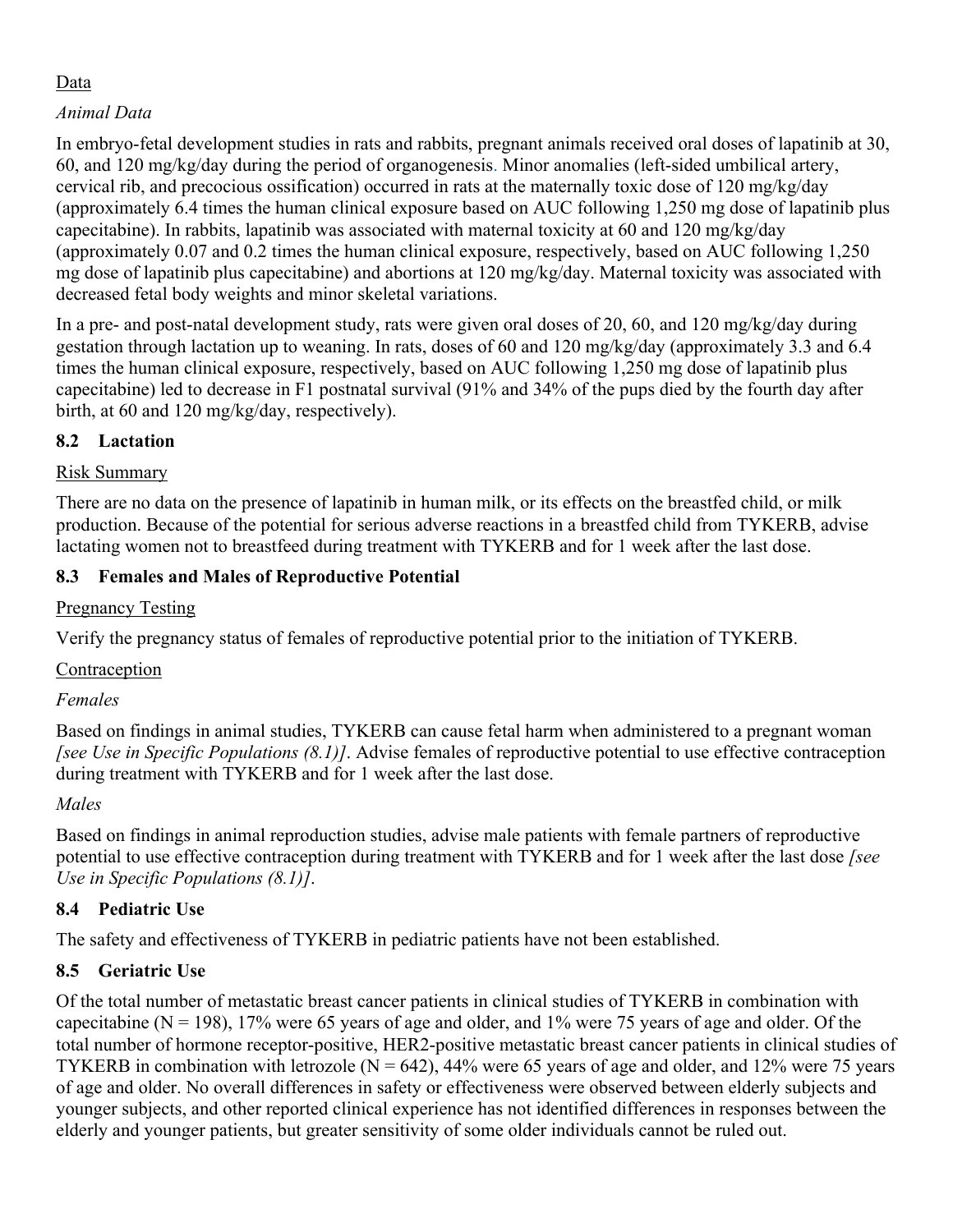Data

*Animal Data*

In embryo-fetal development studies in rats and rabbits, pregnant animals received oral doses of lapatinib at 30, 60, and 120 mg/kg/day during the period of organogenesis. Minor anomalies (left-sided umbilical artery, cervical rib, and precocious ossification) occurred in rats at the maternally toxic dose of 120 mg/kg/day (approximately 6.4 times the human clinical exposure based on AUC following 1,250 mg dose of lapatinib plus capecitabine). In rabbits, lapatinib was associated with maternal toxicity at 60 and 120 mg/kg/day (approximately 0.07 and 0.2 times the human clinical exposure, respectively, based on AUC following 1,250 mg dose of lapatinib plus capecitabine) and abortions at 120 mg/kg/day. Maternal toxicity was associated with decreased fetal body weights and minor skeletal variations.

In a pre- and post-natal development study, rats were given oral doses of 20, 60, and 120 mg/kg/day during gestation through lactation up to weaning. In rats, doses of 60 and 120 mg/kg/day (approximately 3.3 and 6.4 times the human clinical exposure, respectively, based on AUC following 1,250 mg dose of lapatinib plus capecitabine) led to decrease in F1 postnatal survival (91% and 34% of the pups died by the fourth day after birth, at 60 and 120 mg/kg/day, respectively).

### 8.2 Lactation

Risk Summary

There are no data on the presence of lapatinib in human milk, or its effects on the breastfed child, or milk production. Because of the potential for serious adverse reactions in a breastfed child from TYKERB, advise lactating women not to breastfeed during treatment with TYKERB and for 1 week after the last dose.

### 8.3 Females and Males of Reproductive Potential

Pregnancy Testing

Verify the pregnancy status of females of reproductive potential prior to the initiation of TYKERB.

Contraception

*Females*

Based on findings in animal studies, TYKERB can cause fetal harm when administered to a pregnant woman *[see Use in Specific Populations (8.1)]*. Advise females of reproductive potential to use effective contraception during treatment with TYKERB and for 1 week after the last dose.

*Males*

Based on findings in animal reproduction studies, advise male patients with female partners of reproductive potential to use effective contraception during treatment with TYKERB and for 1 week after the last dose *[see Use in Specific Populations (8.1)]*.

### 8.4 Pediatric Use

The safety and effectiveness of TYKERB in pediatric patients have not been established.

### 8.5 Geriatric Use

Of the total number of metastatic breast cancer patients in clinical studies of TYKERB in combination with capecitabine (N = 198), 17% were 65 years of age and older, and 1% were 75 years of age and older. Of the total number of hormone receptor-positive, HER2-positive metastatic breast cancer patients in clinical studies of TYKERB in combination with letrozole (N = 642), 44% were 65 years of age and older, and 12% were 75 years of age and older. No overall differences in safety or effectiveness were observed between elderly subjects and younger subjects, and other reported clinical experience has not identified differences in responses between the elderly and younger patients, but greater sensitivity of some older individuals cannot be ruled out.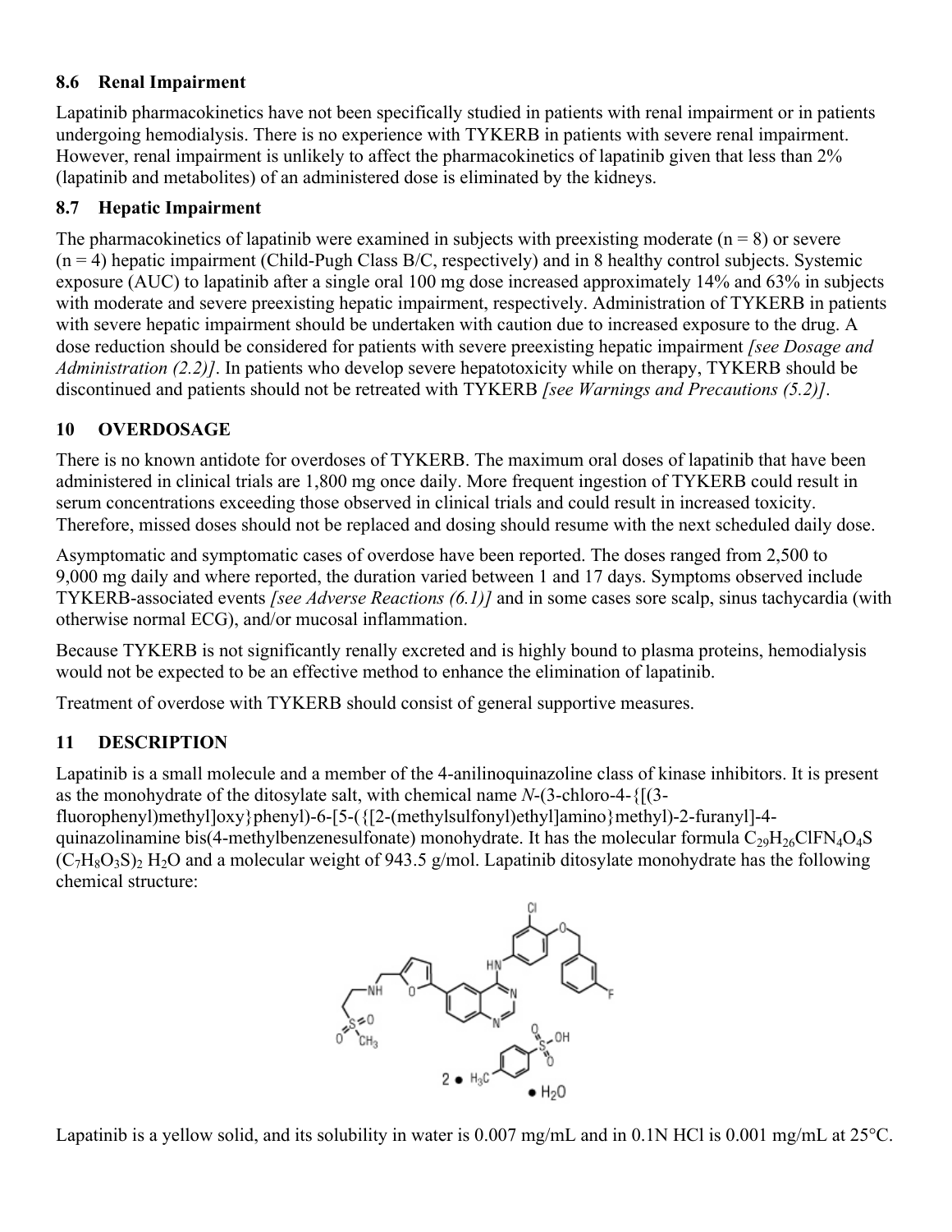### 8.6 Renal Impairment

Lapatinib pharmacokinetics have not been specifically studied in patients with renal impairment or in patients undergoing hemodialysis. There is no experience with TYKERB in patients with severe renal impairment. However, renal impairment is unlikely to affect the pharmacokinetics of lapatinib given that less than 2% (lapatinib and metabolites) of an administered dose is eliminated by the kidneys.

### 8.7 Hepatic Impairment

The pharmacokinetics of lapatinib were examined in subjects with preexisting moderate (n = 8) or severe (n = 4) hepatic impairment (Child-Pugh Class B/C, respectively) and in 8 healthy control subjects. Systemic exposure (AUC) to lapatinib after a single oral 100 mg dose increased approximately 14% and 63% in subjects with moderate and severe preexisting hepatic impairment, respectively. Administration of TYKERB in patients with severe hepatic impairment should be undertaken with caution due to increased exposure to the drug. A dose reduction should be considered for patients with severe preexisting hepatic impairment *[see Dosage and Administration (2.2)]*. In patients who develop severe hepatotoxicity while on therapy, TYKERB should be discontinued and patients should not be retreated with TYKERB *[see Warnings and Precautions (5.2)]*.

## 10 OVERDOSAGE

There is no known antidote for overdoses of TYKERB. The maximum oral doses of lapatinib that have been administered in clinical trials are 1,800 mg once daily. More frequent ingestion of TYKERB could result in serum concentrations exceeding those observed in clinical trials and could result in increased toxicity. Therefore, missed doses should not be replaced and dosing should resume with the next scheduled daily dose.

Asymptomatic and symptomatic cases of overdose have been reported. The doses ranged from 2,500 to 9,000 mg daily and where reported, the duration varied between 1 and 17 days. Symptoms observed include TYKERB-associated events *[see Adverse Reactions (6.1)]* and in some cases sore scalp, sinus tachycardia (with otherwise normal ECG), and/or mucosal inflammation.

Because TYKERB is not significantly renally excreted and is highly bound to plasma proteins, hemodialysis would not be expected to be an effective method to enhance the elimination of lapatinib.

Treatment of overdose with TYKERB should consist of general supportive measures.

## 11 DESCRIPTION

Lapatinib is a small molecule and a member of the 4-anilinoquinazoline class of kinase inhibitors. It is present as the monohydrate of the ditosylate salt, with chemical name *N*-(3-chloro-4-{[(3-fluorophenyl)methyl]oxy}phenyl)-6-[5-({[2-(methylsulfonyl)ethyl]amino}methyl)-2-furanyl]-4-quinazolinamine bis(4-methylbenzenesulfonate) monohydrate. It has the molecular formula $C_{29}H_{26}ClFN_4O_4S$ $(C_7H_8O_3S)_2$ $H_2O$ and a molecular weight of 943.5 g/mol. Lapatinib ditosylate monohydrate has the following chemical structure:

Lapatinib is a yellow solid, and its solubility in water is 0.007 mg/mL and in 0.1N HCl is 0.001 mg/mL at 25°C.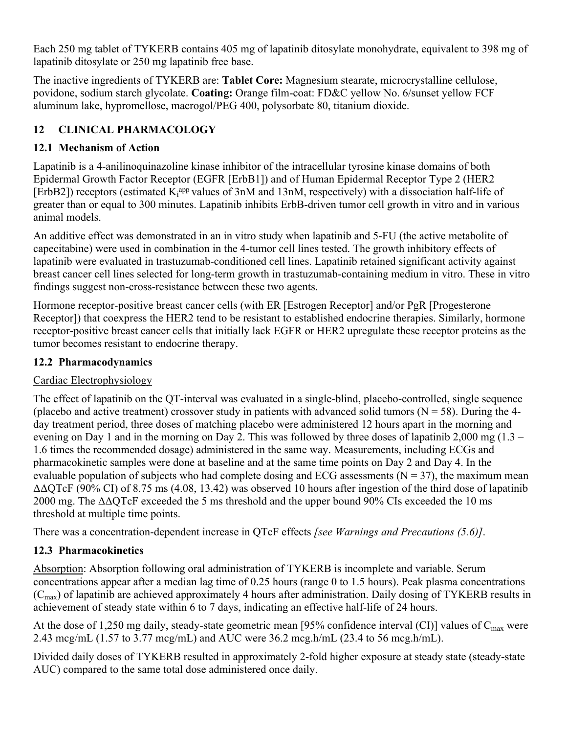Each 250 mg tablet of TYKERB contains 405 mg of lapatinib ditosylate monohydrate, equivalent to 398 mg of lapatinib ditosylate or 250 mg lapatinib free base.

The inactive ingredients of TYKERB are: **Tablet Core:** Magnesium stearate, microcrystalline cellulose, povidone, sodium starch glycolate. **Coating:** Orange film-coat: FD&C yellow No. 6/sunset yellow FCF aluminum lake, hypromellose, macrogol/PEG 400, polysorbate 80, titanium dioxide.

## 12 CLINICAL PHARMACOLOGY

### 12.1 Mechanism of Action

Lapatinib is a 4-anilinoquinazoline kinase inhibitor of the intracellular tyrosine kinase domains of both Epidermal Growth Factor Receptor (EGFR [ErbB1]) and of Human Epidermal Receptor Type 2 (HER2 [ErbB2]) receptors (estimated $K_i^{app}$ values of 3nM and 13nM, respectively) with a dissociation half-life of greater than or equal to 300 minutes. Lapatinib inhibits ErbB-driven tumor cell growth in vitro and in various animal models.

An additive effect was demonstrated in an in vitro study when lapatinib and 5-FU (the active metabolite of capecitabine) were used in combination in the 4-tumor cell lines tested. The growth inhibitory effects of lapatinib were evaluated in trastuzumab-conditioned cell lines. Lapatinib retained significant activity against breast cancer cell lines selected for long-term growth in trastuzumab-containing medium in vitro. These in vitro findings suggest non-cross-resistance between these two agents.

Hormone receptor-positive breast cancer cells (with ER [Estrogen Receptor] and/or PgR [Progesterone Receptor]) that coexpress the HER2 tend to be resistant to established endocrine therapies. Similarly, hormone receptor-positive breast cancer cells that initially lack EGFR or HER2 upregulate these receptor proteins as the tumor becomes resistant to endocrine therapy.

### 12.2 Pharmacodynamics

Cardiac Electrophysiology

The effect of lapatinib on the QT-interval was evaluated in a single-blind, placebo-controlled, single sequence (placebo and active treatment) crossover study in patients with advanced solid tumors (N = 58). During the 4-day treatment period, three doses of matching placebo were administered 12 hours apart in the morning and evening on Day 1 and in the morning on Day 2. This was followed by three doses of lapatinib 2,000 mg (1.3 – 1.6 times the recommended dosage) administered in the same way. Measurements, including ECGs and pharmacokinetic samples were done at baseline and at the same time points on Day 2 and Day 4. In the evaluable population of subjects who had complete dosing and ECG assessments (N = 37), the maximum mean ΔΔQTcF (90% CI) of 8.75 ms (4.08, 13.42) was observed 10 hours after ingestion of the third dose of lapatinib 2000 mg. The ΔΔQTcF exceeded the 5 ms threshold and the upper bound 90% CIs exceeded the 10 ms threshold at multiple time points.

There was a concentration-dependent increase in QTcF effects *[see Warnings and Precautions (5.6)]*.

### 12.3 Pharmacokinetics

Absorption: Absorption following oral administration of TYKERB is incomplete and variable. Serum concentrations appear after a median lag time of 0.25 hours (range 0 to 1.5 hours). Peak plasma concentrations ($C_{max}$) of lapatinib are achieved approximately 4 hours after administration. Daily dosing of TYKERB results in achievement of steady state within 6 to 7 days, indicating an effective half-life of 24 hours.

At the dose of 1,250 mg daily, steady-state geometric mean [95% confidence interval (CI)] values of $C_{max}$ were 2.43 mcg/mL (1.57 to 3.77 mcg/mL) and AUC were 36.2 mcg.h/mL (23.4 to 56 mcg.h/mL).

Divided daily doses of TYKERB resulted in approximately 2-fold higher exposure at steady state (steady-state AUC) compared to the same total dose administered once daily.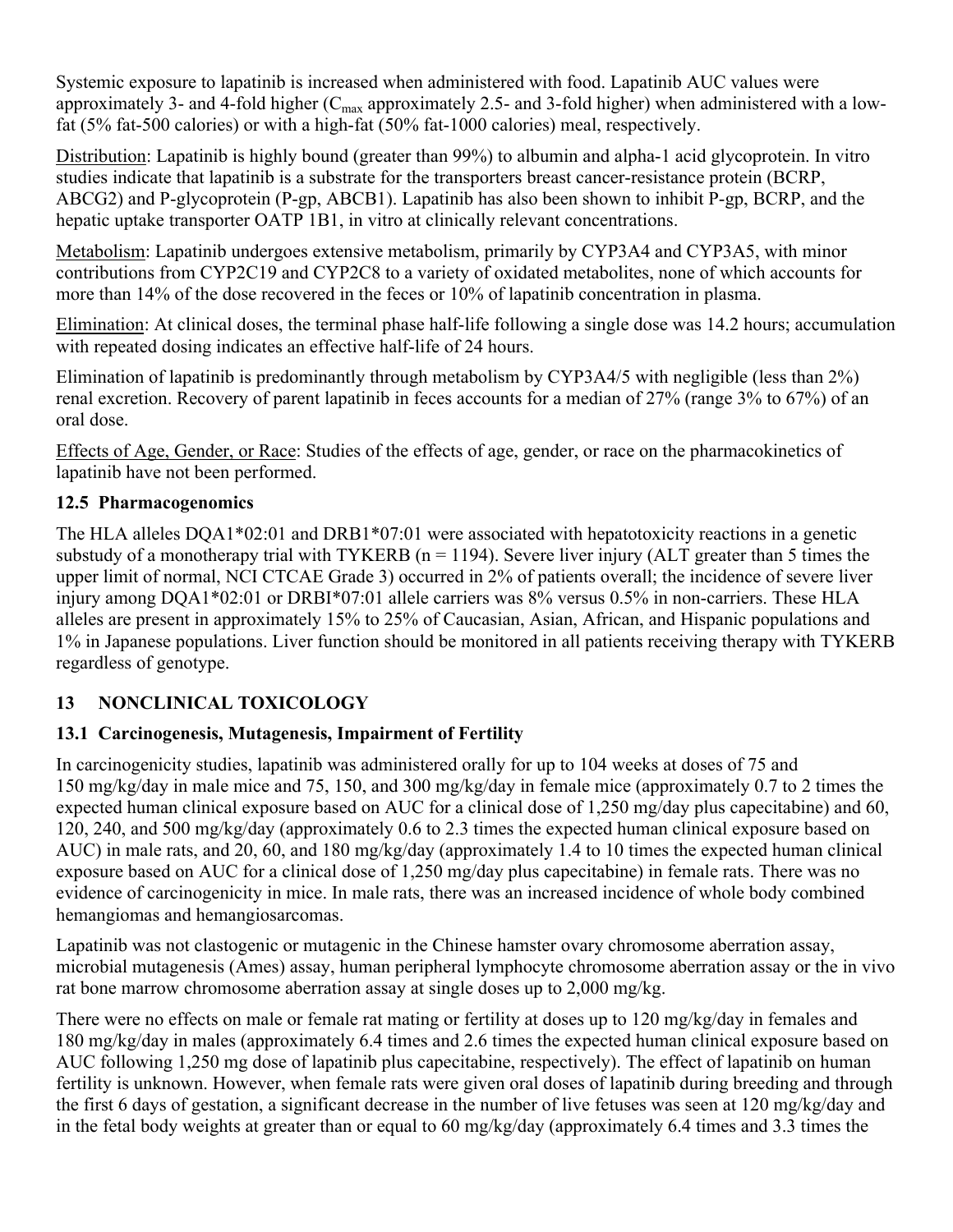Systemic exposure to lapatinib is increased when administered with food. Lapatinib AUC values were approximately 3- and 4-fold higher ($C_{max}$ approximately 2.5- and 3-fold higher) when administered with a low-fat (5% fat-500 calories) or with a high-fat (50% fat-1000 calories) meal, respectively.

Distribution: Lapatinib is highly bound (greater than 99%) to albumin and alpha-1 acid glycoprotein. In vitro studies indicate that lapatinib is a substrate for the transporters breast cancer-resistance protein (BCRP, ABCG2) and P-glycoprotein (P-gp, ABCB1). Lapatinib has also been shown to inhibit P-gp, BCRP, and the hepatic uptake transporter OATP 1B1, in vitro at clinically relevant concentrations.

Metabolism: Lapatinib undergoes extensive metabolism, primarily by CYP3A4 and CYP3A5, with minor contributions from CYP2C19 and CYP2C8 to a variety of oxidated metabolites, none of which accounts for more than 14% of the dose recovered in the feces or 10% of lapatinib concentration in plasma.

Elimination: At clinical doses, the terminal phase half-life following a single dose was 14.2 hours; accumulation with repeated dosing indicates an effective half-life of 24 hours.

Elimination of lapatinib is predominantly through metabolism by CYP3A4/5 with negligible (less than 2%) renal excretion. Recovery of parent lapatinib in feces accounts for a median of 27% (range 3% to 67%) of an oral dose.

Effects of Age, Gender, or Race: Studies of the effects of age, gender, or race on the pharmacokinetics of lapatinib have not been performed.

### 12.5 Pharmacogenomics

The HLA alleles DQA1*02:01 and DRB1*07:01 were associated with hepatotoxicity reactions in a genetic substudy of a monotherapy trial with TYKERB (n = 1194). Severe liver injury (ALT greater than 5 times the upper limit of normal, NCI CTCAE Grade 3) occurred in 2% of patients overall; the incidence of severe liver injury among DQA1*02:01 or DRBI*07:01 allele carriers was 8% versus 0.5% in non-carriers. These HLA alleles are present in approximately 15% to 25% of Caucasian, Asian, African, and Hispanic populations and 1% in Japanese populations. Liver function should be monitored in all patients receiving therapy with TYKERB regardless of genotype.

## 13 NONCLINICAL TOXICOLOGY

### 13.1 Carcinogenesis, Mutagenesis, Impairment of Fertility

In carcinogenicity studies, lapatinib was administered orally for up to 104 weeks at doses of 75 and 150 mg/kg/day in male mice and 75, 150, and 300 mg/kg/day in female mice (approximately 0.7 to 2 times the expected human clinical exposure based on AUC for a clinical dose of 1,250 mg/day plus capecitabine) and 60, 120, 240, and 500 mg/kg/day (approximately 0.6 to 2.3 times the expected human clinical exposure based on AUC) in male rats, and 20, 60, and 180 mg/kg/day (approximately 1.4 to 10 times the expected human clinical exposure based on AUC for a clinical dose of 1,250 mg/day plus capecitabine) in female rats. There was no evidence of carcinogenicity in mice. In male rats, there was an increased incidence of whole body combined hemangiomas and hemangiosarcomas.

Lapatinib was not clastogenic or mutagenic in the Chinese hamster ovary chromosome aberration assay, microbial mutagenesis (Ames) assay, human peripheral lymphocyte chromosome aberration assay or the in vivo rat bone marrow chromosome aberration assay at single doses up to 2,000 mg/kg.

There were no effects on male or female rat mating or fertility at doses up to 120 mg/kg/day in females and 180 mg/kg/day in males (approximately 6.4 times and 2.6 times the expected human clinical exposure based on AUC following 1,250 mg dose of lapatinib plus capecitabine, respectively). The effect of lapatinib on human fertility is unknown. However, when female rats were given oral doses of lapatinib during breeding and through the first 6 days of gestation, a significant decrease in the number of live fetuses was seen at 120 mg/kg/day and in the fetal body weights at greater than or equal to 60 mg/kg/day (approximately 6.4 times and 3.3 times the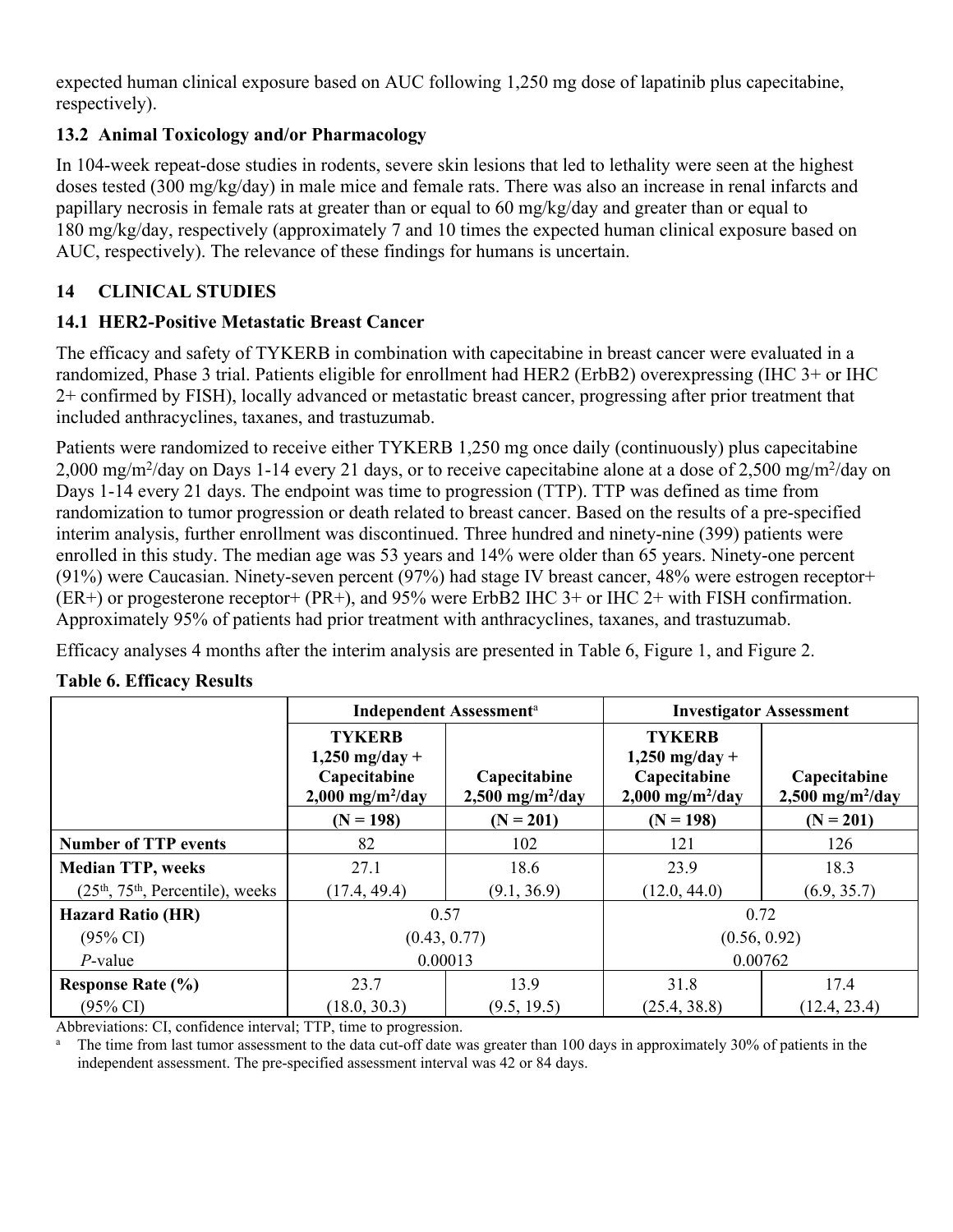expected human clinical exposure based on AUC following 1,250 mg dose of lapatinib plus capecitabine, respectively).

### 13.2 Animal Toxicology and/or Pharmacology

In 104-week repeat-dose studies in rodents, severe skin lesions that led to lethality were seen at the highest doses tested (300 mg/kg/day) in male mice and female rats. There was also an increase in renal infarcts and papillary necrosis in female rats at greater than or equal to 60 mg/kg/day and greater than or equal to 180 mg/kg/day, respectively (approximately 7 and 10 times the expected human clinical exposure based on AUC, respectively). The relevance of these findings for humans is uncertain.

## 14 CLINICAL STUDIES

### 14.1 HER2-Positive Metastatic Breast Cancer

The efficacy and safety of TYKERB in combination with capecitabine in breast cancer were evaluated in a randomized, Phase 3 trial. Patients eligible for enrollment had HER2 (ErbB2) overexpressing (IHC 3+ or IHC 2+ confirmed by FISH), locally advanced or metastatic breast cancer, progressing after prior treatment that included anthracyclines, taxanes, and trastuzumab.

Patients were randomized to receive either TYKERB 1,250 mg once daily (continuously) plus capecitabine 2,000 mg/m$^2$/day on Days 1-14 every 21 days, or to receive capecitabine alone at a dose of 2,500 mg/m$^2$/day on Days 1-14 every 21 days. The endpoint was time to progression (TTP). TTP was defined as time from randomization to tumor progression or death related to breast cancer. Based on the results of a pre-specified interim analysis, further enrollment was discontinued. Three hundred and ninety-nine (399) patients were enrolled in this study. The median age was 53 years and 14% were older than 65 years. Ninety-one percent (91%) were Caucasian. Ninety-seven percent (97%) had stage IV breast cancer, 48% were estrogen receptor+ (ER+) or progesterone receptor+ (PR+), and 95% were ErbB2 IHC 3+ or IHC 2+ with FISH confirmation. Approximately 95% of patients had prior treatment with anthracyclines, taxanes, and trastuzumab.

Efficacy analyses 4 months after the interim analysis are presented in Table 6, Figure 1, and Figure 2.

**Table 6. Efficacy Results**

| | Independent Assessment[a] | | Investigator Assessment | |
|---|---|---|---|---|
| | TYKERB 1,250 mg/day + Capecitabine 2,000 mg/m$^2$/day | Capecitabine 2,500 mg/m$^2$/day | TYKERB 1,250 mg/day + Capecitabine 2,000 mg/m$^2$/day | Capecitabine 2,500 mg/m$^2$/day |
| | (N = 198) | (N = 201) | (N = 198) | (N = 201) |
| **Number of TTP events** | 82 | 102 | 121 | 126 |
| **Median TTP, weeks** | 27.1 | 18.6 | 23.9 | 18.3 |
| (25th, 75th, Percentile), weeks | (17.4, 49.4) | (9.1, 36.9) | (12.0, 44.0) | (6.9, 35.7) |
| **Hazard Ratio (HR)** | 0.57 | | 0.72 | |
| (95% CI) | (0.43, 0.77) | | (0.56, 0.92) | |
| *P*-value | 0.00013 | | 0.00762 | |
| **Response Rate (%)** | 23.7 | 13.9 | 31.8 | 17.4 |
| (95% CI) | (18.0, 30.3) | (9.5, 19.5) | (25.4, 38.8) | (12.4, 23.4) |

Abbreviations: CI, confidence interval; TTP, time to progression.

[a] The time from last tumor assessment to the data cut-off date was greater than 100 days in approximately 30% of patients in the independent assessment. The pre-specified assessment interval was 42 or 84 days.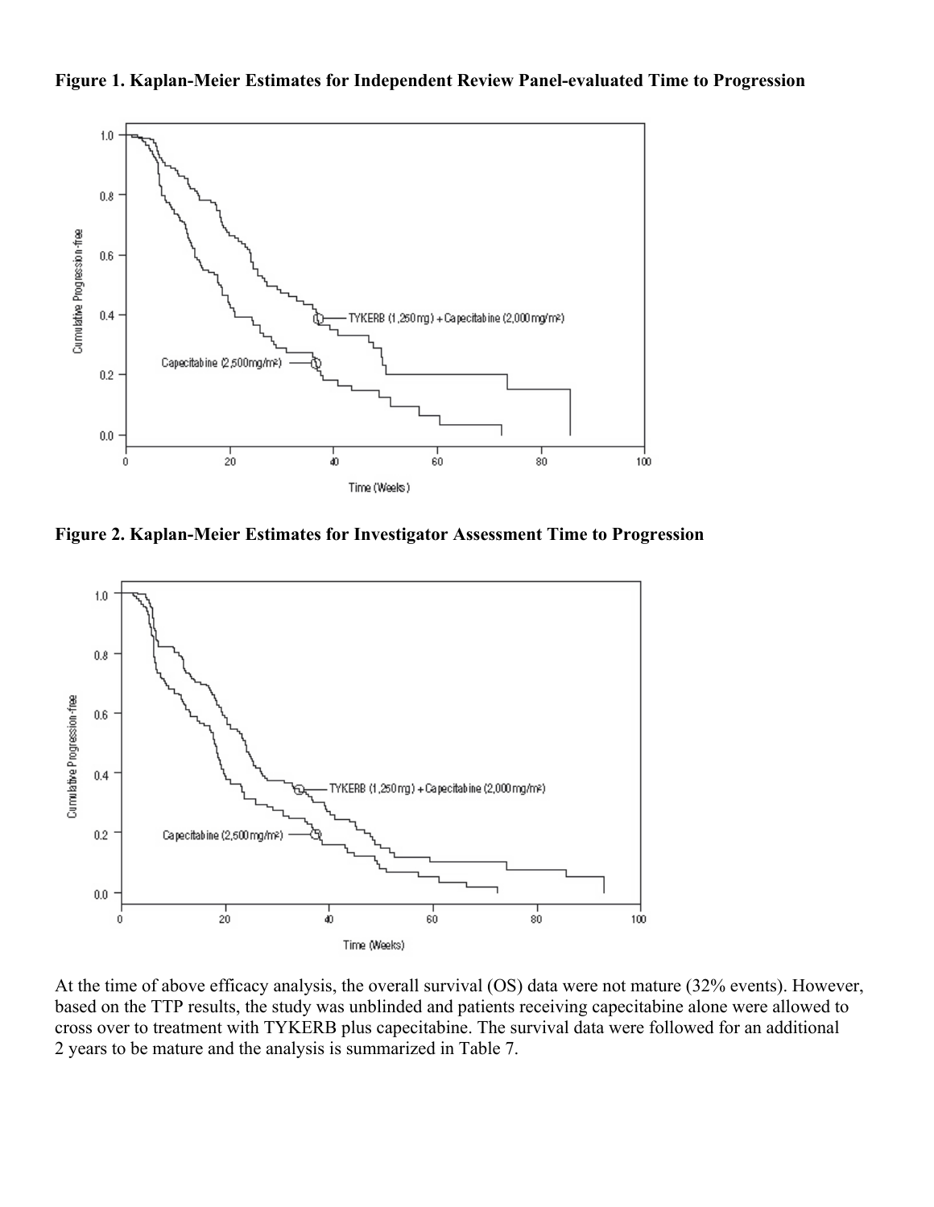**Figure 1. Kaplan-Meier Estimates for Independent Review Panel-evaluated Time to Progression**

**Figure 2. Kaplan-Meier Estimates for Investigator Assessment Time to Progression**

At the time of above efficacy analysis, the overall survival (OS) data were not mature (32% events). However, based on the TTP results, the study was unblinded and patients receiving capecitabine alone were allowed to cross over to treatment with TYKERB plus capecitabine. The survival data were followed for an additional 2 years to be mature and the analysis is summarized in Table 7.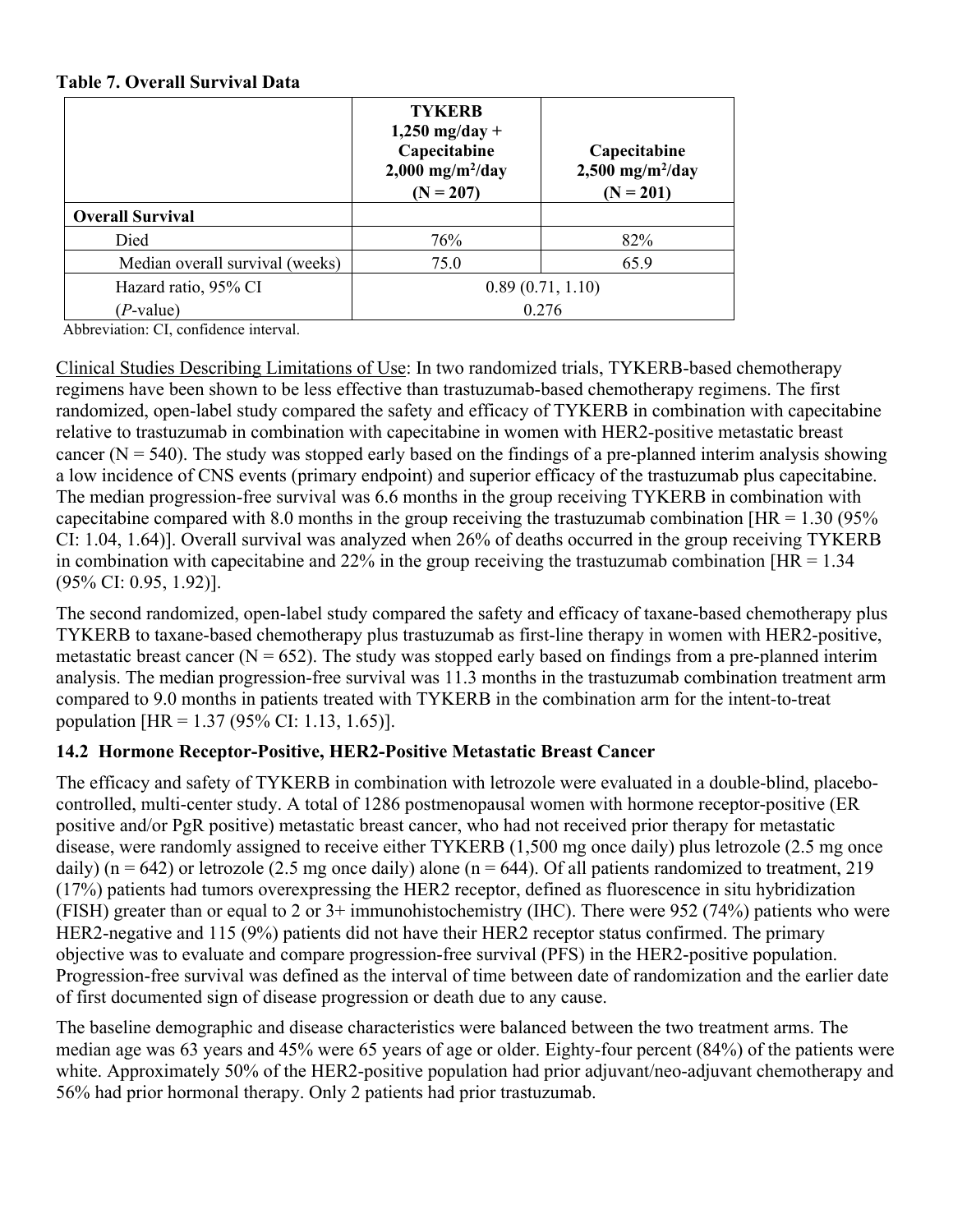**Table 7. Overall Survival Data**

| | TYKERB 1,250 mg/day + Capecitabine 2,000 mg/m$^2$/day (N = 207) | Capecitabine 2,500 mg/m$^2$/day (N = 201) |
|---|---|---|
| **Overall Survival** | | |
| Died | 76% | 82% |
| Median overall survival (weeks) | 75.0 | 65.9 |
| Hazard ratio, 95% CI | 0.89 (0.71, 1.10) | |
| (*P*-value) | 0.276 | |

Abbreviation: CI, confidence interval.

Clinical Studies Describing Limitations of Use: In two randomized trials, TYKERB-based chemotherapy regimens have been shown to be less effective than trastuzumab-based chemotherapy regimens. The first randomized, open-label study compared the safety and efficacy of TYKERB in combination with capecitabine relative to trastuzumab in combination with capecitabine in women with HER2-positive metastatic breast cancer (N = 540). The study was stopped early based on the findings of a pre-planned interim analysis showing a low incidence of CNS events (primary endpoint) and superior efficacy of the trastuzumab plus capecitabine. The median progression-free survival was 6.6 months in the group receiving TYKERB in combination with capecitabine compared with 8.0 months in the group receiving the trastuzumab combination [HR = 1.30 (95% CI: 1.04, 1.64)]. Overall survival was analyzed when 26% of deaths occurred in the group receiving TYKERB in combination with capecitabine and 22% in the group receiving the trastuzumab combination [HR = 1.34 (95% CI: 0.95, 1.92)].

The second randomized, open-label study compared the safety and efficacy of taxane-based chemotherapy plus TYKERB to taxane-based chemotherapy plus trastuzumab as first-line therapy in women with HER2-positive, metastatic breast cancer (N = 652). The study was stopped early based on findings from a pre-planned interim analysis. The median progression-free survival was 11.3 months in the trastuzumab combination treatment arm compared to 9.0 months in patients treated with TYKERB in the combination arm for the intent-to-treat population [HR = 1.37 (95% CI: 1.13, 1.65)].

### 14.2 Hormone Receptor-Positive, HER2-Positive Metastatic Breast Cancer

The efficacy and safety of TYKERB in combination with letrozole were evaluated in a double-blind, placebo-controlled, multi-center study. A total of 1286 postmenopausal women with hormone receptor-positive (ER positive and/or PgR positive) metastatic breast cancer, who had not received prior therapy for metastatic disease, were randomly assigned to receive either TYKERB (1,500 mg once daily) plus letrozole (2.5 mg once daily) (n = 642) or letrozole (2.5 mg once daily) alone (n = 644). Of all patients randomized to treatment, 219 (17%) patients had tumors overexpressing the HER2 receptor, defined as fluorescence in situ hybridization (FISH) greater than or equal to 2 or 3+ immunohistochemistry (IHC). There were 952 (74%) patients who were HER2-negative and 115 (9%) patients did not have their HER2 receptor status confirmed. The primary objective was to evaluate and compare progression-free survival (PFS) in the HER2-positive population. Progression-free survival was defined as the interval of time between date of randomization and the earlier date of first documented sign of disease progression or death due to any cause.

The baseline demographic and disease characteristics were balanced between the two treatment arms. The median age was 63 years and 45% were 65 years of age or older. Eighty-four percent (84%) of the patients were white. Approximately 50% of the HER2-positive population had prior adjuvant/neo-adjuvant chemotherapy and 56% had prior hormonal therapy. Only 2 patients had prior trastuzumab.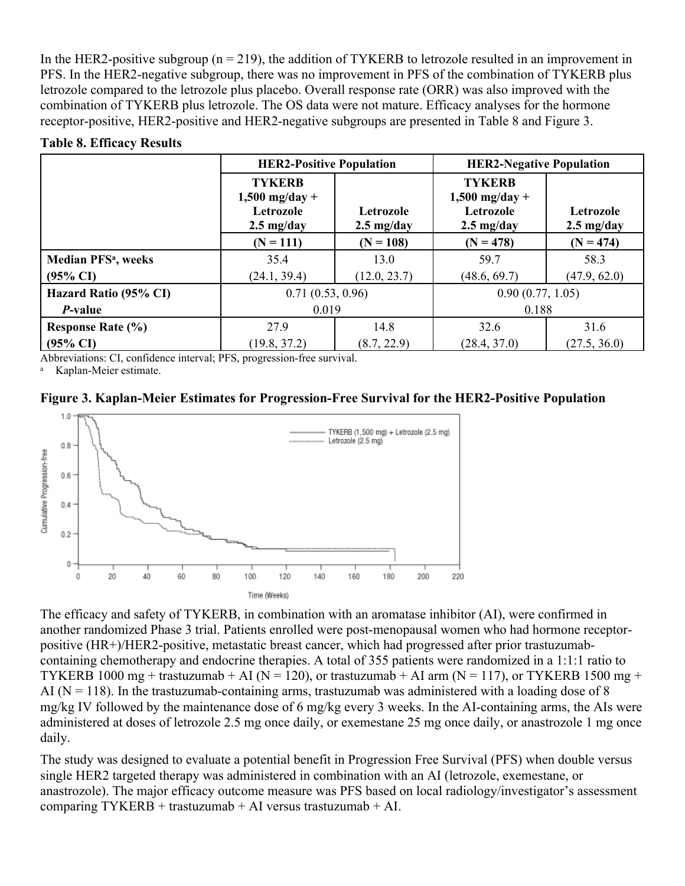In the HER2-positive subgroup (n = 219), the addition of TYKERB to letrozole resulted in an improvement in PFS. In the HER2-negative subgroup, there was no improvement in PFS of the combination of TYKERB plus letrozole compared to the letrozole plus placebo. Overall response rate (ORR) was also improved with the combination of TYKERB plus letrozole. The OS data were not mature. Efficacy analyses for the hormone receptor-positive, HER2-positive and HER2-negative subgroups are presented in Table 8 and Figure 3.

**Table 8. Efficacy Results**

| | **HER2-Positive Population** | | **HER2-Negative Population** | |
|---|---|---|---|---|
| | **TYKERB 1,500 mg/day + Letrozole 2.5 mg/day** | **Letrozole 2.5 mg/day** | **TYKERB 1,500 mg/day + Letrozole 2.5 mg/day** | **Letrozole 2.5 mg/day** |
| | **(N = 111)** | **(N = 108)** | **(N = 478)** | **(N = 474)** |
| **Median PFS[a], weeks** | 35.4 | 13.0 | 59.7 | 58.3 |
| **(95% CI)** | (24.1, 39.4) | (12.0, 23.7) | (48.6, 69.7) | (47.9, 62.0) |
| **Hazard Ratio (95% CI)** | 0.71 (0.53, 0.96) | | 0.90 (0.77, 1.05) | |
| ***P*-value** | 0.019 | | 0.188 | |
| **Response Rate (%)** | 27.9 | 14.8 | 32.6 | 31.6 |
| **(95% CI)** | (19.8, 37.2) | (8.7, 22.9) | (28.4, 37.0) | (27.5, 36.0) |

Abbreviations: CI, confidence interval; PFS, progression-free survival.

[a] Kaplan-Meier estimate.

**Figure 3. Kaplan-Meier Estimates for Progression-Free Survival for the HER2-Positive Population**

The efficacy and safety of TYKERB, in combination with an aromatase inhibitor (AI), were confirmed in another randomized Phase 3 trial. Patients enrolled were post-menopausal women who had hormone receptor-positive (HR+)/HER2-positive, metastatic breast cancer, which had progressed after prior trastuzumab-containing chemotherapy and endocrine therapies. A total of 355 patients were randomized in a 1:1:1 ratio to TYKERB 1000 mg + trastuzumab + AI (N = 120), or trastuzumab + AI arm (N = 117), or TYKERB 1500 mg + AI (N = 118). In the trastuzumab-containing arms, trastuzumab was administered with a loading dose of 8 mg/kg IV followed by the maintenance dose of 6 mg/kg every 3 weeks. In the AI-containing arms, the AIs were administered at doses of letrozole 2.5 mg once daily, or exemestane 25 mg once daily, or anastrozole 1 mg once daily.

The study was designed to evaluate a potential benefit in Progression Free Survival (PFS) when double versus single HER2 targeted therapy was administered in combination with an AI (letrozole, exemestane, or anastrozole). The major efficacy outcome measure was PFS based on local radiology/investigator's assessment comparing TYKERB + trastuzumab + AI versus trastuzumab + AI.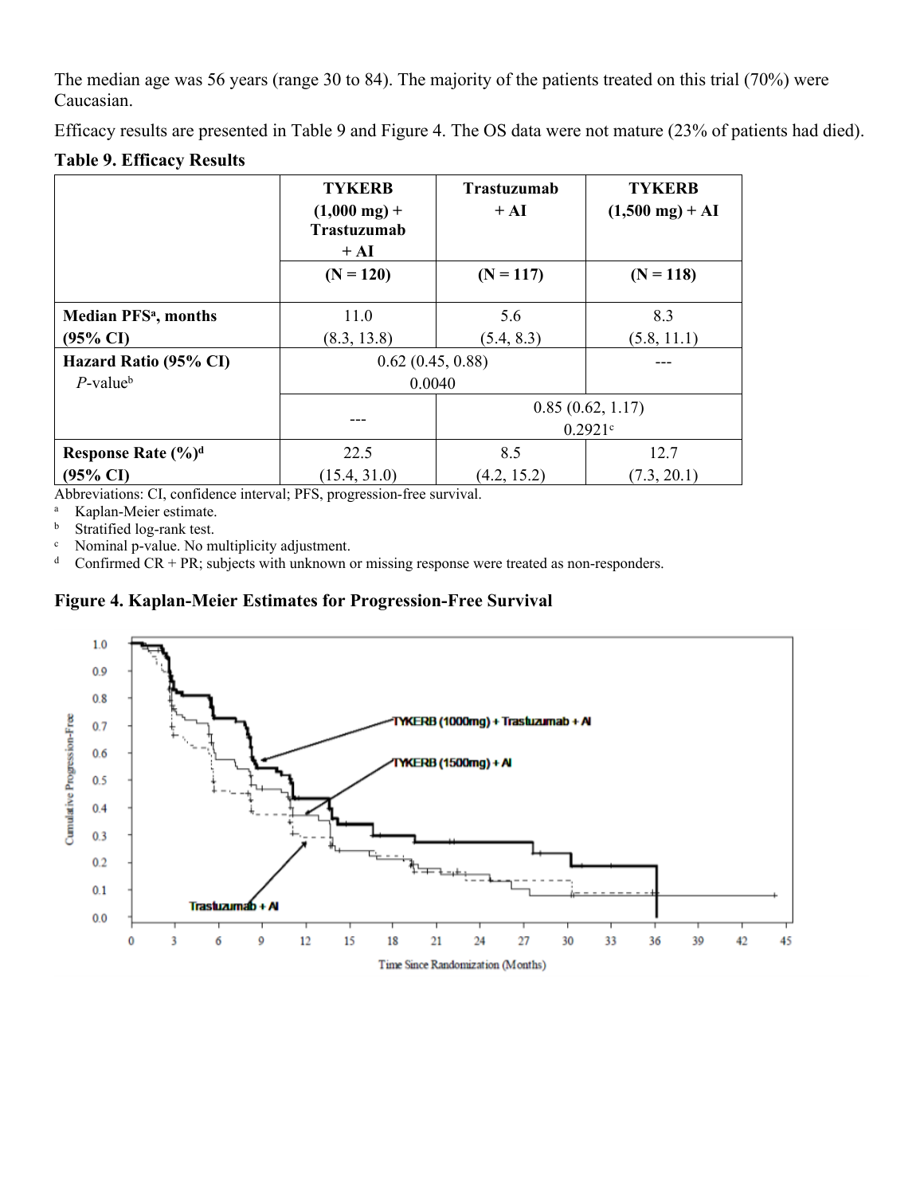The median age was 56 years (range 30 to 84). The majority of the patients treated on this trial (70%) were Caucasian.

Efficacy results are presented in Table 9 and Figure 4. The OS data were not mature (23% of patients had died).

**Table 9. Efficacy Results**

| | TYKERB (1,000 mg) + Trastuzumab + AI | Trastuzumab + AI | TYKERB (1,500 mg) + AI |
|---|---|---|---|
| | (N = 120) | (N = 117) | (N = 118) |
| **Median PFS[a], months (95% CI)** | 11.0 (8.3, 13.8) | 5.6 (5.4, 8.3) | 8.3 (5.8, 11.1) |
| **Hazard Ratio (95% CI)** *P*-value[b] | 0.62 (0.45, 0.88) 0.0040 | | --- |
| | --- | 0.85 (0.62, 1.17) 0.2921[c] | |
| **Response Rate (%)[d] (95% CI)** | 22.5 (15.4, 31.0) | 8.5 (4.2, 15.2) | 12.7 (7.3, 20.1) |

Abbreviations: CI, confidence interval; PFS, progression-free survival.

[a] Kaplan-Meier estimate.

[b] Stratified log-rank test.

[c] Nominal p-value. No multiplicity adjustment.

[d] Confirmed CR + PR; subjects with unknown or missing response were treated as non-responders.

**Figure 4. Kaplan-Meier Estimates for Progression-Free Survival**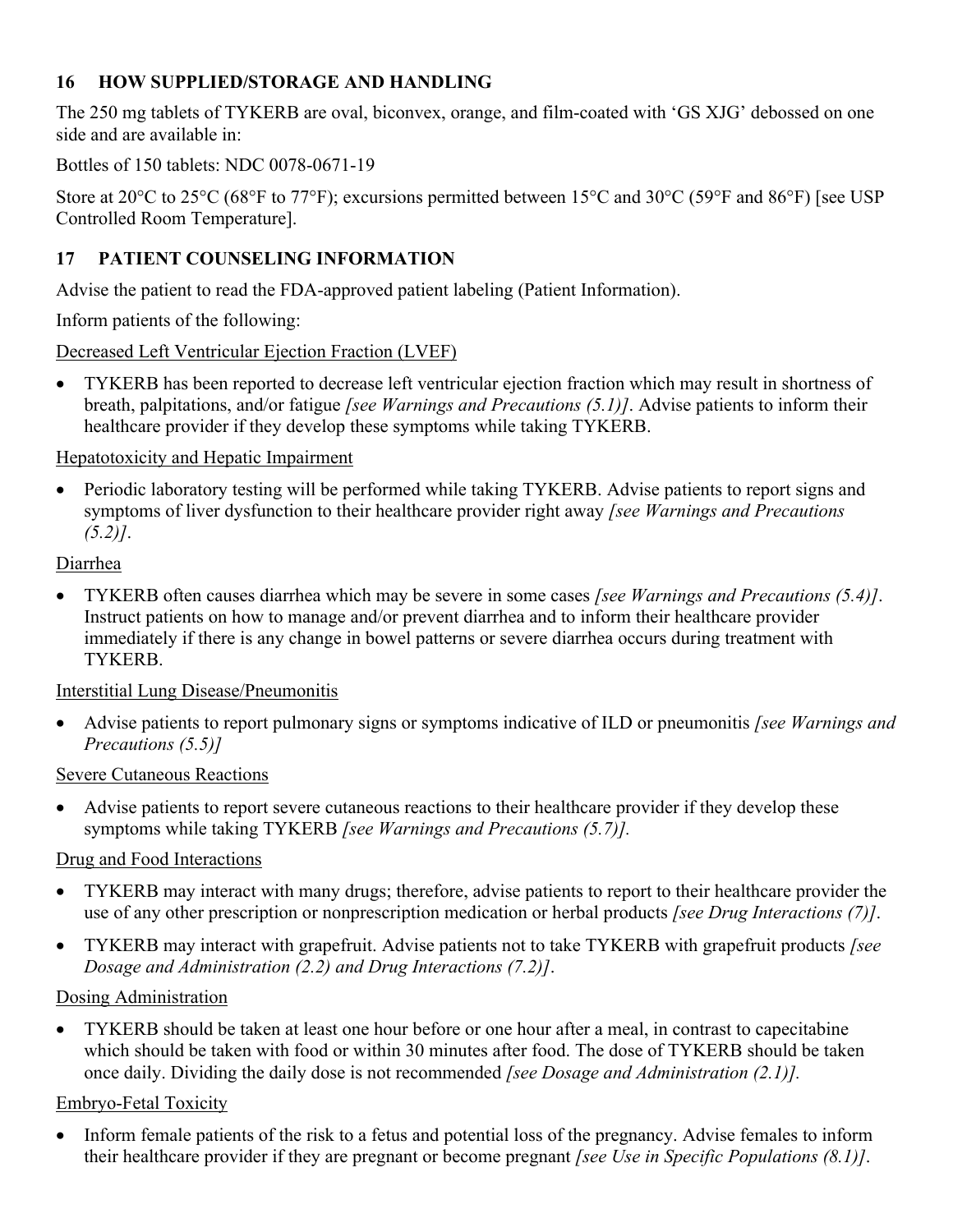## 16 HOW SUPPLIED/STORAGE AND HANDLING

The 250 mg tablets of TYKERB are oval, biconvex, orange, and film-coated with 'GS XJG' debossed on one side and are available in:

Bottles of 150 tablets: NDC 0078-0671-19

Store at 20°C to 25°C (68°F to 77°F); excursions permitted between 15°C and 30°C (59°F and 86°F) [see USP Controlled Room Temperature].

## 17 PATIENT COUNSELING INFORMATION

Advise the patient to read the FDA-approved patient labeling (Patient Information).

Inform patients of the following:

Decreased Left Ventricular Ejection Fraction (LVEF)

- TYKERB has been reported to decrease left ventricular ejection fraction which may result in shortness of breath, palpitations, and/or fatigue *[see Warnings and Precautions (5.1)]*. Advise patients to inform their healthcare provider if they develop these symptoms while taking TYKERB.

Hepatotoxicity and Hepatic Impairment

- Periodic laboratory testing will be performed while taking TYKERB. Advise patients to report signs and symptoms of liver dysfunction to their healthcare provider right away *[see Warnings and Precautions (5.2)]*.

Diarrhea

- TYKERB often causes diarrhea which may be severe in some cases *[see Warnings and Precautions (5.4)]*. Instruct patients on how to manage and/or prevent diarrhea and to inform their healthcare provider immediately if there is any change in bowel patterns or severe diarrhea occurs during treatment with TYKERB.

Interstitial Lung Disease/Pneumonitis

- Advise patients to report pulmonary signs or symptoms indicative of ILD or pneumonitis *[see Warnings and Precautions (5.5)]*

Severe Cutaneous Reactions

- Advise patients to report severe cutaneous reactions to their healthcare provider if they develop these symptoms while taking TYKERB *[see Warnings and Precautions (5.7)].*

Drug and Food Interactions

- TYKERB may interact with many drugs; therefore, advise patients to report to their healthcare provider the use of any other prescription or nonprescription medication or herbal products *[see Drug Interactions (7)]*.
- TYKERB may interact with grapefruit. Advise patients not to take TYKERB with grapefruit products *[see Dosage and Administration (2.2) and Drug Interactions (7.2)]*.

Dosing Administration

- TYKERB should be taken at least one hour before or one hour after a meal, in contrast to capecitabine which should be taken with food or within 30 minutes after food. The dose of TYKERB should be taken once daily. Dividing the daily dose is not recommended *[see Dosage and Administration (2.1)].*

Embryo-Fetal Toxicity

- Inform female patients of the risk to a fetus and potential loss of the pregnancy. Advise females to inform their healthcare provider if they are pregnant or become pregnant *[see Use in Specific Populations (8.1)]*.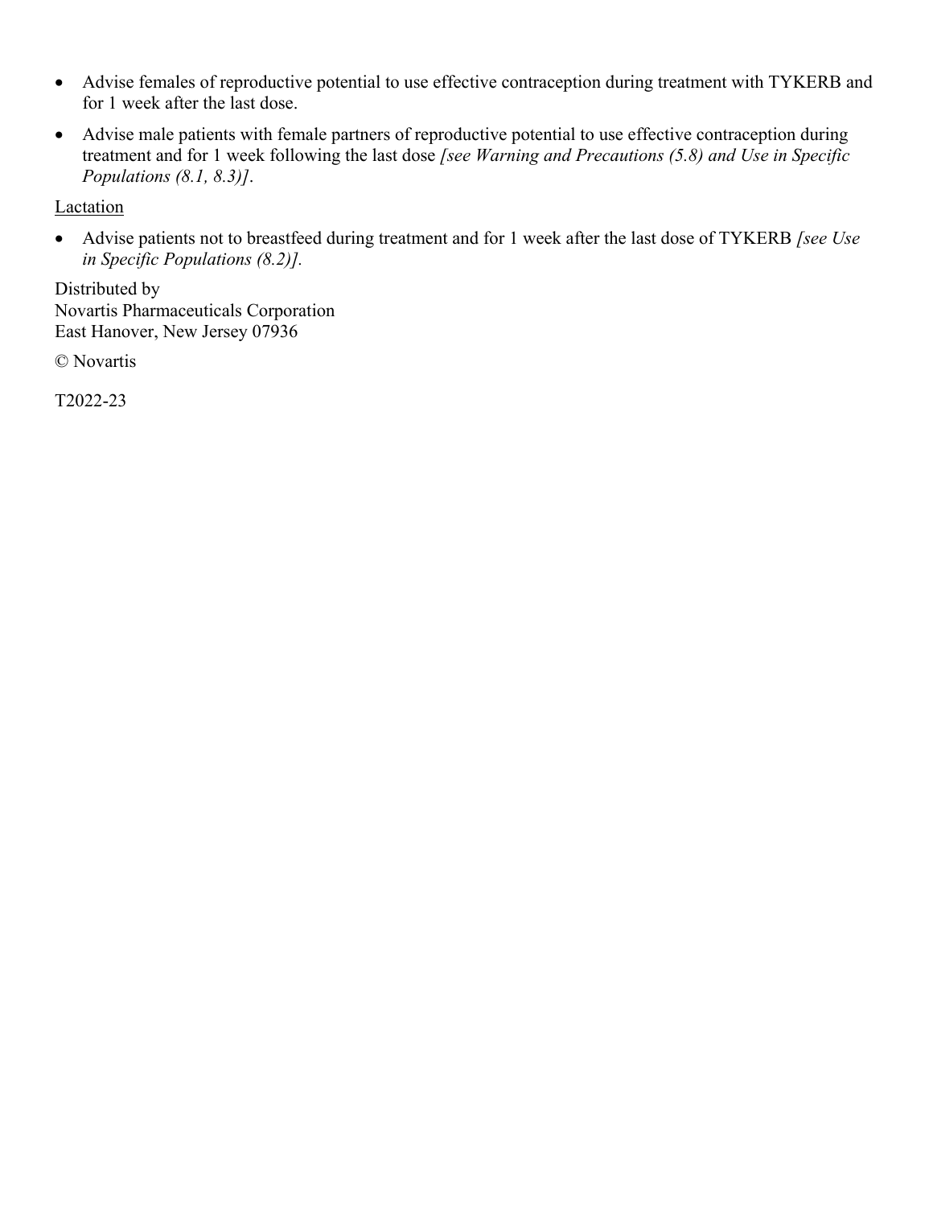- Advise females of reproductive potential to use effective contraception during treatment with TYKERB and for 1 week after the last dose.
- Advise male patients with female partners of reproductive potential to use effective contraception during treatment and for 1 week following the last dose *[see Warning and Precautions (5.8) and Use in Specific Populations (8.1, 8.3)]*.

Lactation

- Advise patients not to breastfeed during treatment and for 1 week after the last dose of TYKERB *[see Use in Specific Populations (8.2)].*

Distributed by
Novartis Pharmaceuticals Corporation
East Hanover, New Jersey 07936

© Novartis

T2022-23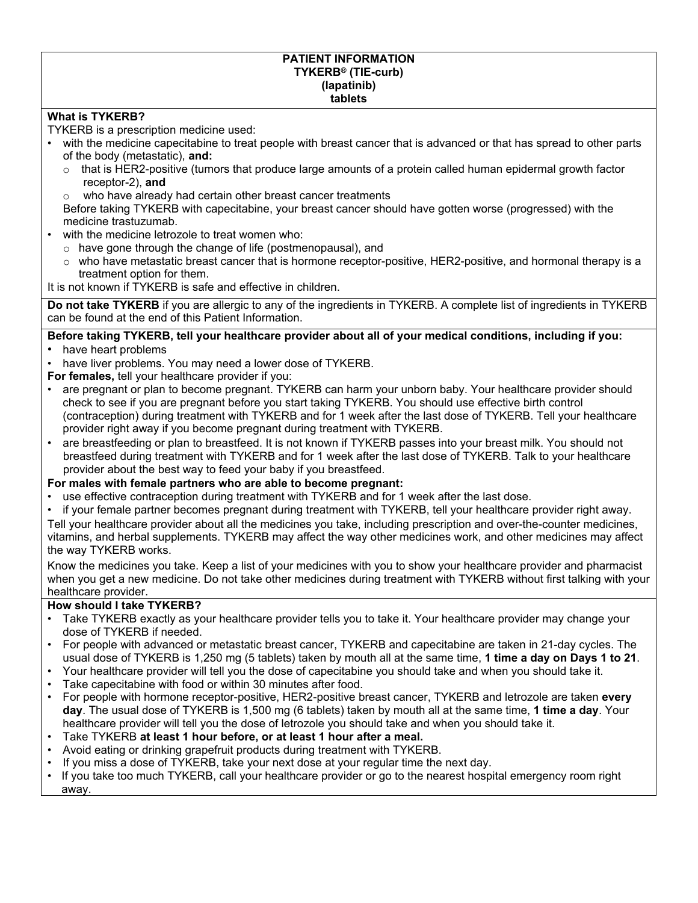**PATIENT INFORMATION**
**TYKERB® (TIE-curb)**
**(lapatinib)**
**tablets**

**What is TYKERB?**

TYKERB is a prescription medicine used:

- with the medicine capecitabine to treat people with breast cancer that is advanced or that has spread to other parts of the body (metastatic), **and:**
  - that is HER2-positive (tumors that produce large amounts of a protein called human epidermal growth factor receptor-2), **and**
  - who have already had certain other breast cancer treatments

  Before taking TYKERB with capecitabine, your breast cancer should have gotten worse (progressed) with the medicine trastuzumab.
- with the medicine letrozole to treat women who:
  - have gone through the change of life (postmenopausal), and
  - who have metastatic breast cancer that is hormone receptor-positive, HER2-positive, and hormonal therapy is a treatment option for them.

It is not known if TYKERB is safe and effective in children.

**Do not take TYKERB** if you are allergic to any of the ingredients in TYKERB. A complete list of ingredients in TYKERB can be found at the end of this Patient Information.

**Before taking TYKERB, tell your healthcare provider about all of your medical conditions, including if you:**

- have heart problems
- have liver problems. You may need a lower dose of TYKERB.

**For females,** tell your healthcare provider if you:

- are pregnant or plan to become pregnant. TYKERB can harm your unborn baby. Your healthcare provider should check to see if you are pregnant before you start taking TYKERB. You should use effective birth control (contraception) during treatment with TYKERB and for 1 week after the last dose of TYKERB. Tell your healthcare provider right away if you become pregnant during treatment with TYKERB.
- are breastfeeding or plan to breastfeed. It is not known if TYKERB passes into your breast milk. You should not breastfeed during treatment with TYKERB and for 1 week after the last dose of TYKERB. Talk to your healthcare provider about the best way to feed your baby if you breastfeed.

**For males with female partners who are able to become pregnant:**

- use effective contraception during treatment with TYKERB and for 1 week after the last dose.
- if your female partner becomes pregnant during treatment with TYKERB, tell your healthcare provider right away.

Tell your healthcare provider about all the medicines you take, including prescription and over-the-counter medicines, vitamins, and herbal supplements. TYKERB may affect the way other medicines work, and other medicines may affect the way TYKERB works.

Know the medicines you take. Keep a list of your medicines with you to show your healthcare provider and pharmacist when you get a new medicine. Do not take other medicines during treatment with TYKERB without first talking with your healthcare provider.

**How should I take TYKERB?**

- Take TYKERB exactly as your healthcare provider tells you to take it. Your healthcare provider may change your dose of TYKERB if needed.
- For people with advanced or metastatic breast cancer, TYKERB and capecitabine are taken in 21-day cycles. The usual dose of TYKERB is 1,250 mg (5 tablets) taken by mouth all at the same time, **1 time a day on Days 1 to 21**.
- Your healthcare provider will tell you the dose of capecitabine you should take and when you should take it.
- Take capecitabine with food or within 30 minutes after food.
- For people with hormone receptor-positive, HER2-positive breast cancer, TYKERB and letrozole are taken **every day**. The usual dose of TYKERB is 1,500 mg (6 tablets) taken by mouth all at the same time, **1 time a day**. Your healthcare provider will tell you the dose of letrozole you should take and when you should take it.
- Take TYKERB **at least 1 hour before, or at least 1 hour after a meal.**
- Avoid eating or drinking grapefruit products during treatment with TYKERB.
- If you miss a dose of TYKERB, take your next dose at your regular time the next day.
- If you take too much TYKERB, call your healthcare provider or go to the nearest hospital emergency room right away.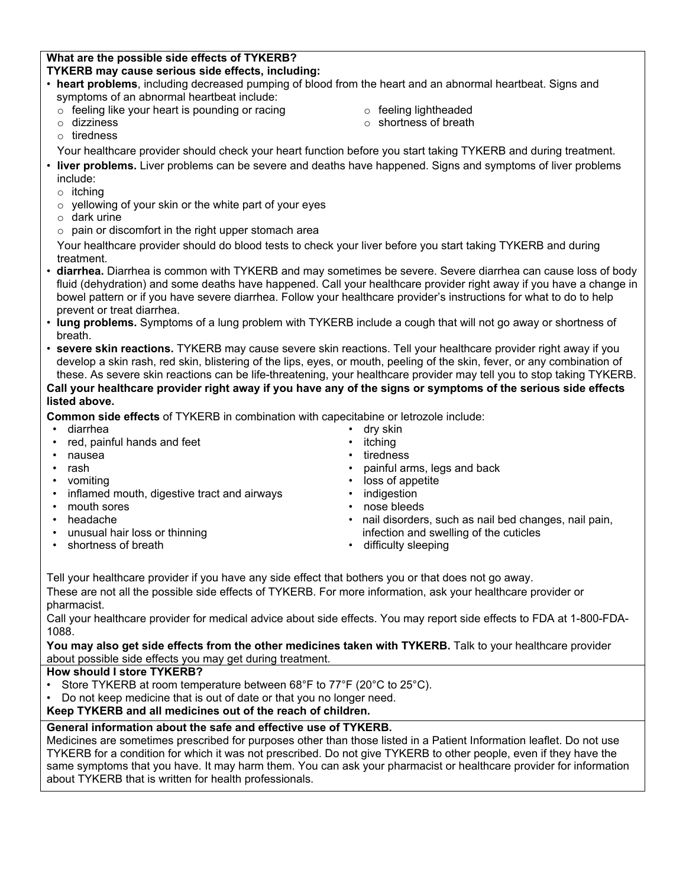**What are the possible side effects of TYKERB?**

**TYKERB may cause serious side effects, including:**

- **heart problems**, including decreased pumping of blood from the heart and an abnormal heartbeat. Signs and symptoms of an abnormal heartbeat include:
  - feeling like your heart is pounding or racing
  - dizziness
  - tiredness
  - feeling lightheaded
  - shortness of breath

  Your healthcare provider should check your heart function before you start taking TYKERB and during treatment.
- **liver problems.** Liver problems can be severe and deaths have happened. Signs and symptoms of liver problems include:
  - itching
  - yellowing of your skin or the white part of your eyes
  - dark urine
  - pain or discomfort in the right upper stomach area

  Your healthcare provider should do blood tests to check your liver before you start taking TYKERB and during treatment.
- **diarrhea.** Diarrhea is common with TYKERB and may sometimes be severe. Severe diarrhea can cause loss of body fluid (dehydration) and some deaths have happened. Call your healthcare provider right away if you have a change in bowel pattern or if you have severe diarrhea. Follow your healthcare provider's instructions for what to do to help prevent or treat diarrhea.
- **lung problems.** Symptoms of a lung problem with TYKERB include a cough that will not go away or shortness of breath.
- **severe skin reactions.** TYKERB may cause severe skin reactions. Tell your healthcare provider right away if you develop a skin rash, red skin, blistering of the lips, eyes, or mouth, peeling of the skin, fever, or any combination of these. As severe skin reactions can be life-threatening, your healthcare provider may tell you to stop taking TYKERB.

**Call your healthcare provider right away if you have any of the signs or symptoms of the serious side effects listed above.**

**Common side effects** of TYKERB in combination with capecitabine or letrozole include:

- diarrhea
- red, painful hands and feet
- nausea
- rash
- vomiting
- inflamed mouth, digestive tract and airways
- mouth sores
- headache
- unusual hair loss or thinning
- shortness of breath
- dry skin
- itching
- tiredness
- painful arms, legs and back
- loss of appetite
- indigestion
- nose bleeds
- nail disorders, such as nail bed changes, nail pain, infection and swelling of the cuticles
- difficulty sleeping

Tell your healthcare provider if you have any side effect that bothers you or that does not go away.

These are not all the possible side effects of TYKERB. For more information, ask your healthcare provider or pharmacist.

Call your healthcare provider for medical advice about side effects. You may report side effects to FDA at 1-800-FDA-1088.

**You may also get side effects from the other medicines taken with TYKERB.** Talk to your healthcare provider about possible side effects you may get during treatment.

**How should I store TYKERB?**

- Store TYKERB at room temperature between 68°F to 77°F (20°C to 25°C).
- Do not keep medicine that is out of date or that you no longer need.

**Keep TYKERB and all medicines out of the reach of children.**

**General information about the safe and effective use of TYKERB.**

Medicines are sometimes prescribed for purposes other than those listed in a Patient Information leaflet. Do not use TYKERB for a condition for which it was not prescribed. Do not give TYKERB to other people, even if they have the same symptoms that you have. It may harm them. You can ask your pharmacist or healthcare provider for information about TYKERB that is written for health professionals.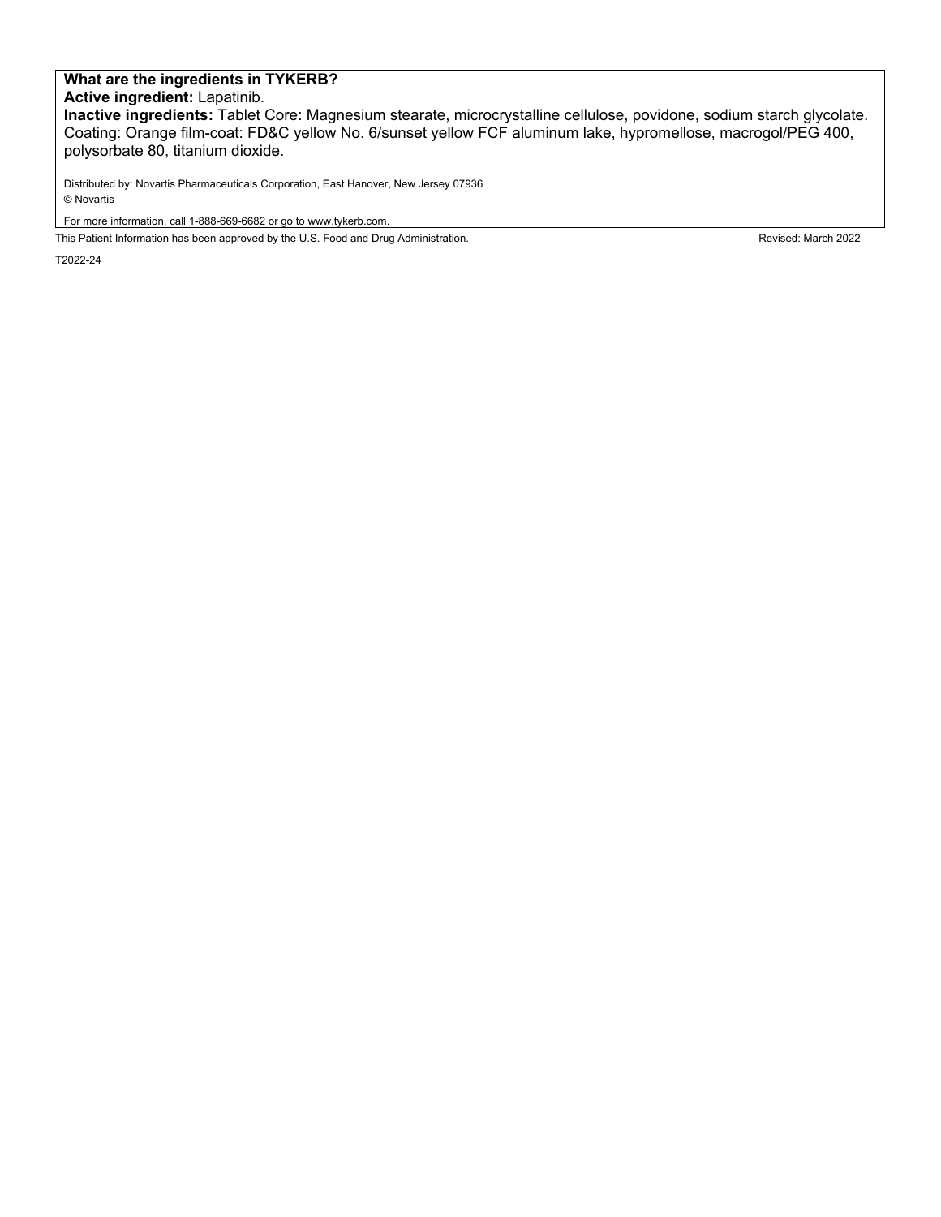**What are the ingredients in TYKERB?**

**Active ingredient:** Lapatinib.

**Inactive ingredients:** Tablet Core: Magnesium stearate, microcrystalline cellulose, povidone, sodium starch glycolate. Coating: Orange film-coat: FD&C yellow No. 6/sunset yellow FCF aluminum lake, hypromellose, macrogol/PEG 400, polysorbate 80, titanium dioxide.

Distributed by: Novartis Pharmaceuticals Corporation, East Hanover, New Jersey 07936
© Novartis

For more information, call 1-888-669-6682 or go to www.tykerb.com.

This Patient Information has been approved by the U.S. Food and Drug Administration. Revised: March 2022

T2022-24